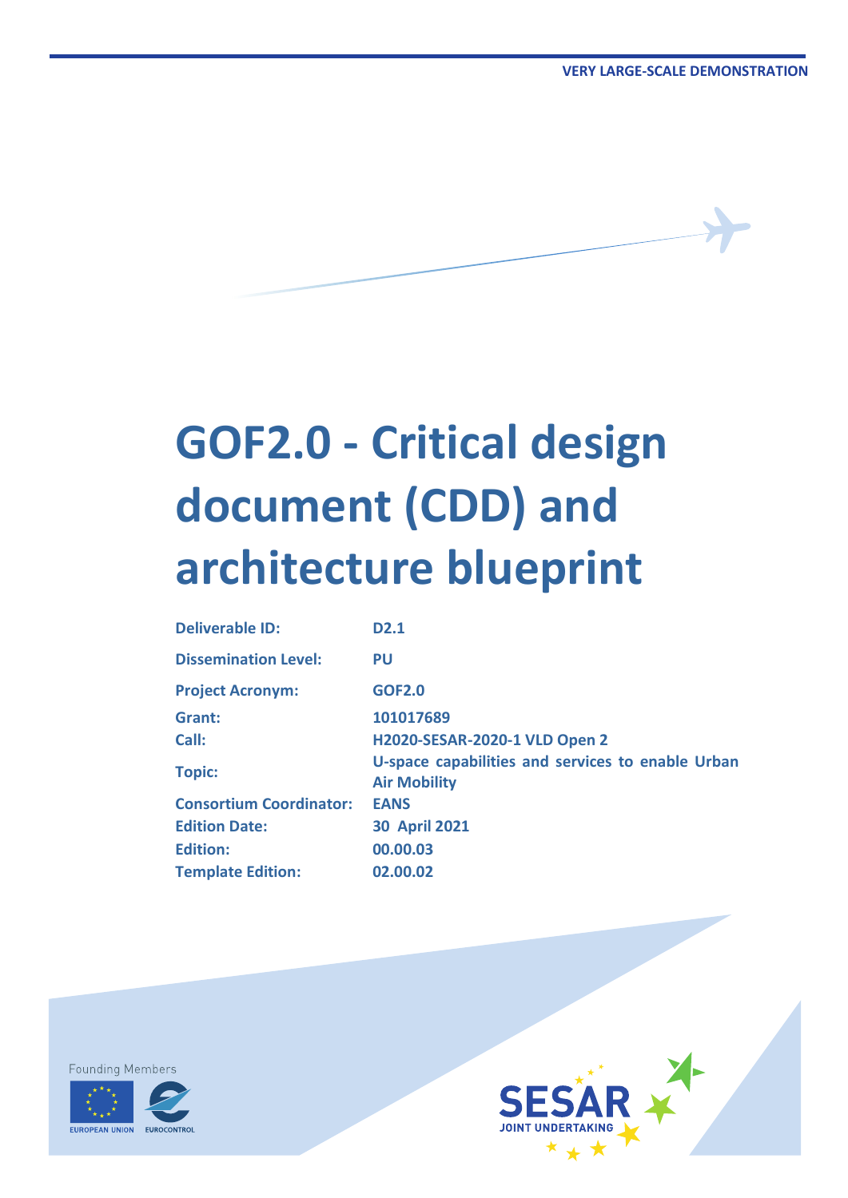VERY LARGE-SCALE DEMONSTRATION

# GOF2.0 - Critical design document (CDD) and architecture blueprint

| | |
|---|---|
| **Deliverable ID:** | **D2.1** |
| **Dissemination Level:** | **PU** |
| **Project Acronym:** | **GOF2.0** |
| **Grant:** | **101017689** |
| **Call:** | **H2020-SESAR-2020-1 VLD Open 2** |
| **Topic:** | **U-space capabilities and services to enable Urban Air Mobility** |
| **Consortium Coordinator:** | **EANS** |
| **Edition Date:** | **30 April 2021** |
| **Edition:** | **00.00.03** |
| **Template Edition:** | **02.00.02** |

Founding Members

EUROPEAN UNION EUROCONTROL

SESAR JOINT UNDERTAKING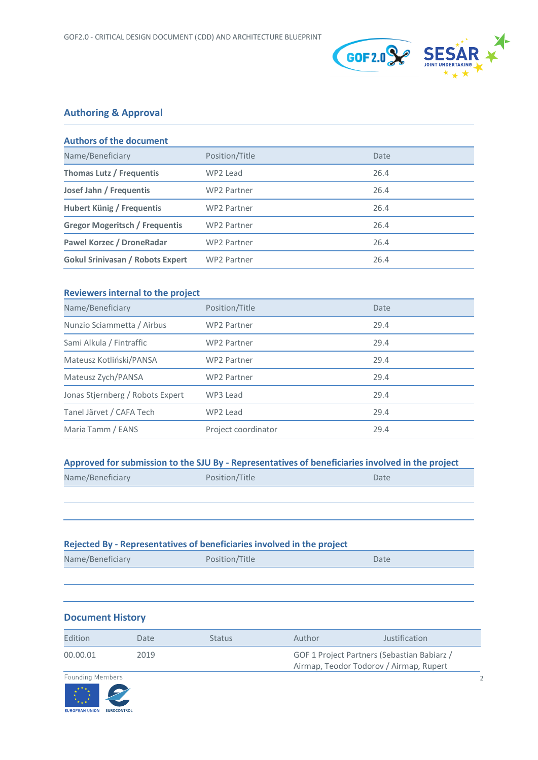## Authoring & Approval

### Authors of the document

| Name/Beneficiary | Position/Title | Date |
|---|---|---|
| **Thomas Lutz / Frequentis** | WP2 Lead | 26.4 |
| **Josef Jahn / Frequentis** | WP2 Partner | 26.4 |
| **Hubert Künig / Frequentis** | WP2 Partner | 26.4 |
| **Gregor Mogeritsch / Frequentis** | WP2 Partner | 26.4 |
| **Pawel Korzec / DroneRadar** | WP2 Partner | 26.4 |
| **Gokul Srinivasan / Robots Expert** | WP2 Partner | 26.4 |

### Reviewers internal to the project

| Name/Beneficiary | Position/Title | Date |
|---|---|---|
| Nunzio Sciammetta / Airbus | WP2 Partner | 29.4 |
| Sami Alkula / Fintraffic | WP2 Partner | 29.4 |
| Mateusz Kotliński/PANSA | WP2 Partner | 29.4 |
| Mateusz Zych/PANSA | WP2 Partner | 29.4 |
| Jonas Stjernberg / Robots Expert | WP3 Lead | 29.4 |
| Tanel Järvet / CAFA Tech | WP2 Lead | 29.4 |
| Maria Tamm / EANS | Project coordinator | 29.4 |

### Approved for submission to the SJU By - Representatives of beneficiaries involved in the project

| Name/Beneficiary | Position/Title | Date |
|---|---|---|
| | | |
| | | |

### Rejected By - Representatives of beneficiaries involved in the project

| Name/Beneficiary | Position/Title | Date |
|---|---|---|
| | | |
| | | |

## Document History

| Edition | Date | Status | Author | Justification |
|---|---|---|---|---|
| 00.00.01 | 2019 | | GOF 1 Project Partners (Sebastian Babiarz / Airmap, Teodor Todorov / Airmap, Rupert | |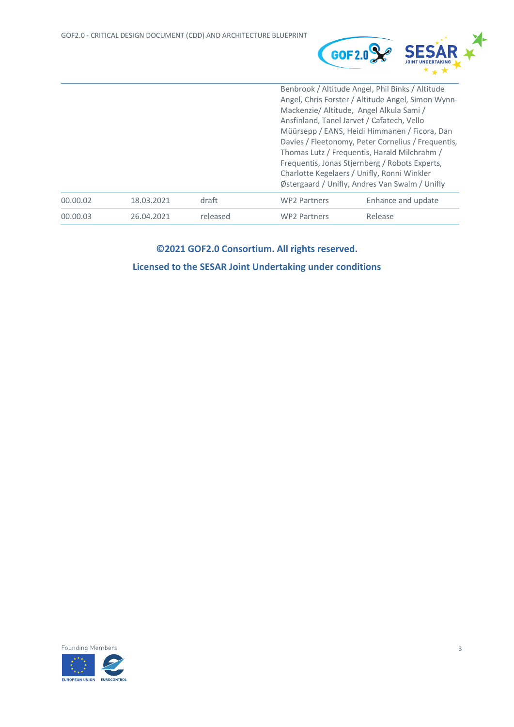| | | | | |
|---|---|---|---|---|
| | | | Benbrook / Altitude Angel, Phil Binks / Altitude Angel, Chris Forster / Altitude Angel, Simon Wynn-Mackenzie/ Altitude, Angel Alkula Sami / Ansfinland, Tanel Jarvet / Cafatech, Vello Müürsepp / EANS, Heidi Himmanen / Ficora, Dan Davies / Fleetonomy, Peter Cornelius / Frequentis, Thomas Lutz / Frequentis, Harald Milchrahm / Frequentis, Jonas Stjernberg / Robots Experts, Charlotte Kegelaers / Unifly, Ronni Winkler Østergaard / Unifly, Andres Van Swalm / Unifly | |
| 00.00.02 | 18.03.2021 | draft | WP2 Partners | Enhance and update |
| 00.00.03 | 26.04.2021 | released | WP2 Partners | Release |

**©2021 GOF2.0 Consortium. All rights reserved.**

**Licensed to the SESAR Joint Undertaking under conditions**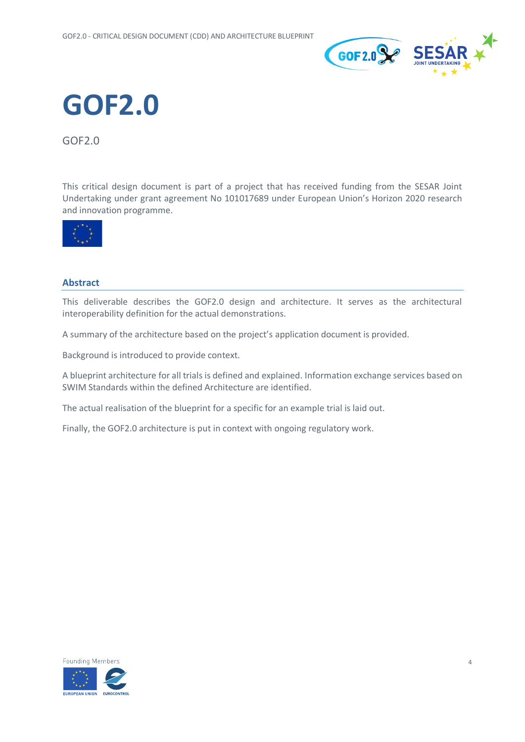# GOF2.0

GOF2.0

This critical design document is part of a project that has received funding from the SESAR Joint Undertaking under grant agreement No 101017689 under European Union's Horizon 2020 research and innovation programme.

## Abstract

This deliverable describes the GOF2.0 design and architecture. It serves as the architectural interoperability definition for the actual demonstrations.

A summary of the architecture based on the project's application document is provided.

Background is introduced to provide context.

A blueprint architecture for all trials is defined and explained. Information exchange services based on SWIM Standards within the defined Architecture are identified.

The actual realisation of the blueprint for a specific for an example trial is laid out.

Finally, the GOF2.0 architecture is put in context with ongoing regulatory work.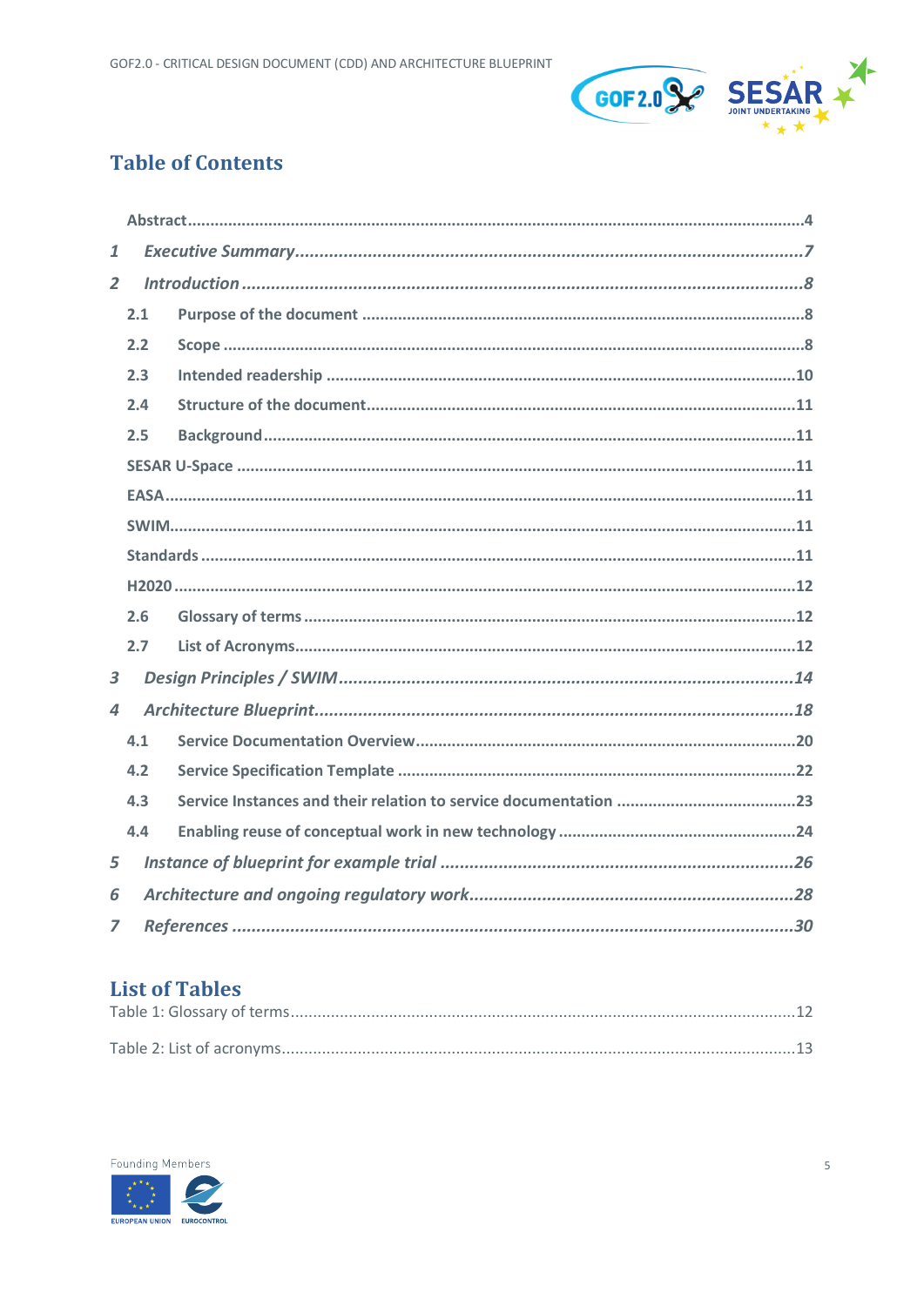## Table of Contents

Abstract....4

*1 Executive Summary....7*

*2 Introduction....8*

- 2.1 Purpose of the document....8
- 2.2 Scope....8
- 2.3 Intended readership....10
- 2.4 Structure of the document....11
- 2.5 Background....11

SESAR U-Space....11

EASA....11

SWIM....11

Standards....11

H2020....12

- 2.6 Glossary of terms....12
- 2.7 List of Acronyms....12

*3 Design Principles / SWIM....14*

*4 Architecture Blueprint....18*

- 4.1 Service Documentation Overview....20
- 4.2 Service Specification Template....22
- 4.3 Service Instances and their relation to service documentation....23
- 4.4 Enabling reuse of conceptual work in new technology....24

*5 Instance of blueprint for example trial....26*

*6 Architecture and ongoing regulatory work....28*

*7 References....30*

## List of Tables

Table 1: Glossary of terms....12

Table 2: List of acronyms....13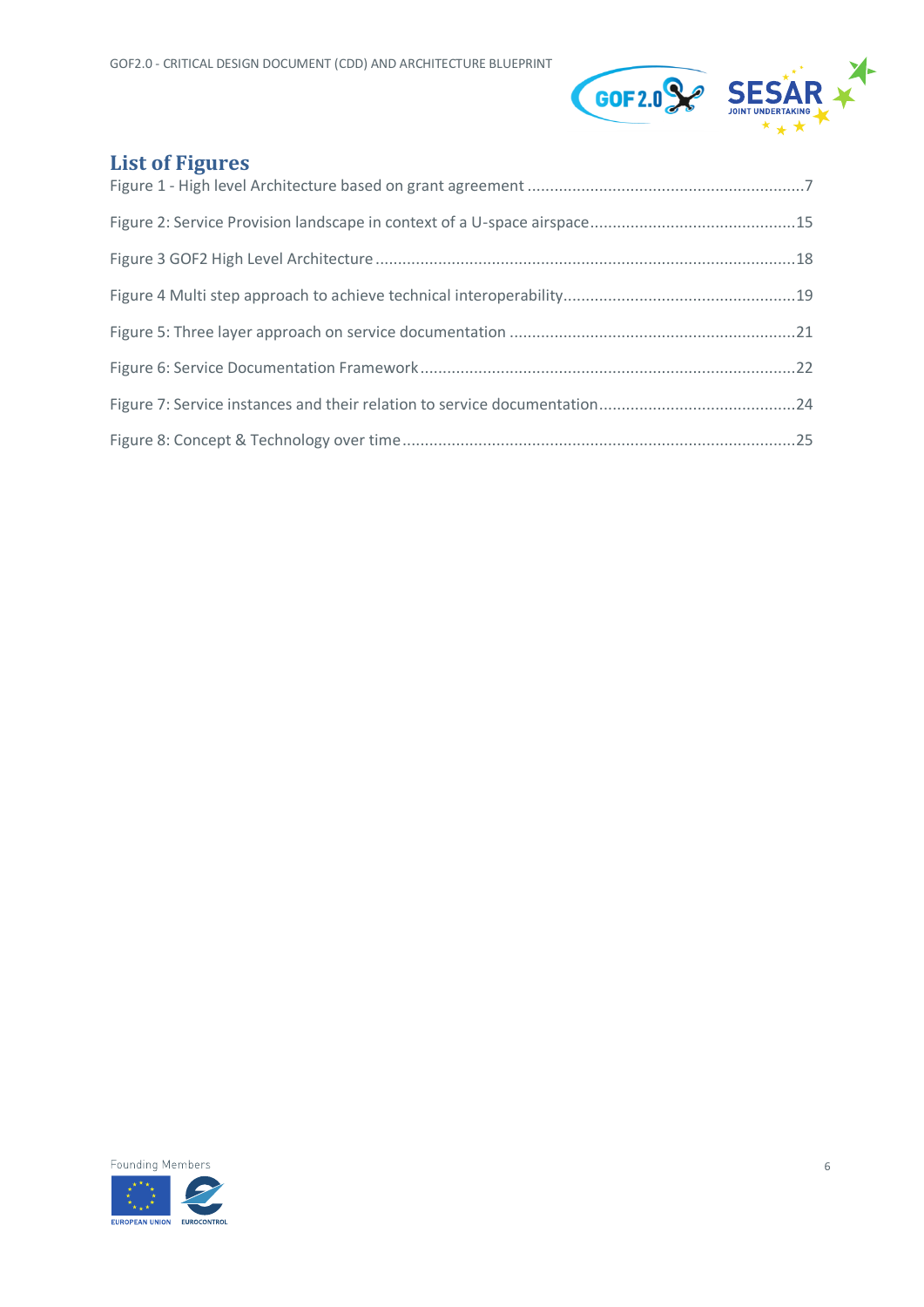# List of Figures

Figure 1 - High level Architecture based on grant agreement ............................................................7

Figure 2: Service Provision landscape in context of a U-space airspace.............................................15

Figure 3 GOF2 High Level Architecture .............................................................................................18

Figure 4 Multi step approach to achieve technical interoperability....................................................19

Figure 5: Three layer approach on service documentation ................................................................21

Figure 6: Service Documentation Framework....................................................................................22

Figure 7: Service instances and their relation to service documentation...........................................24

Figure 8: Concept & Technology over time.........................................................................................25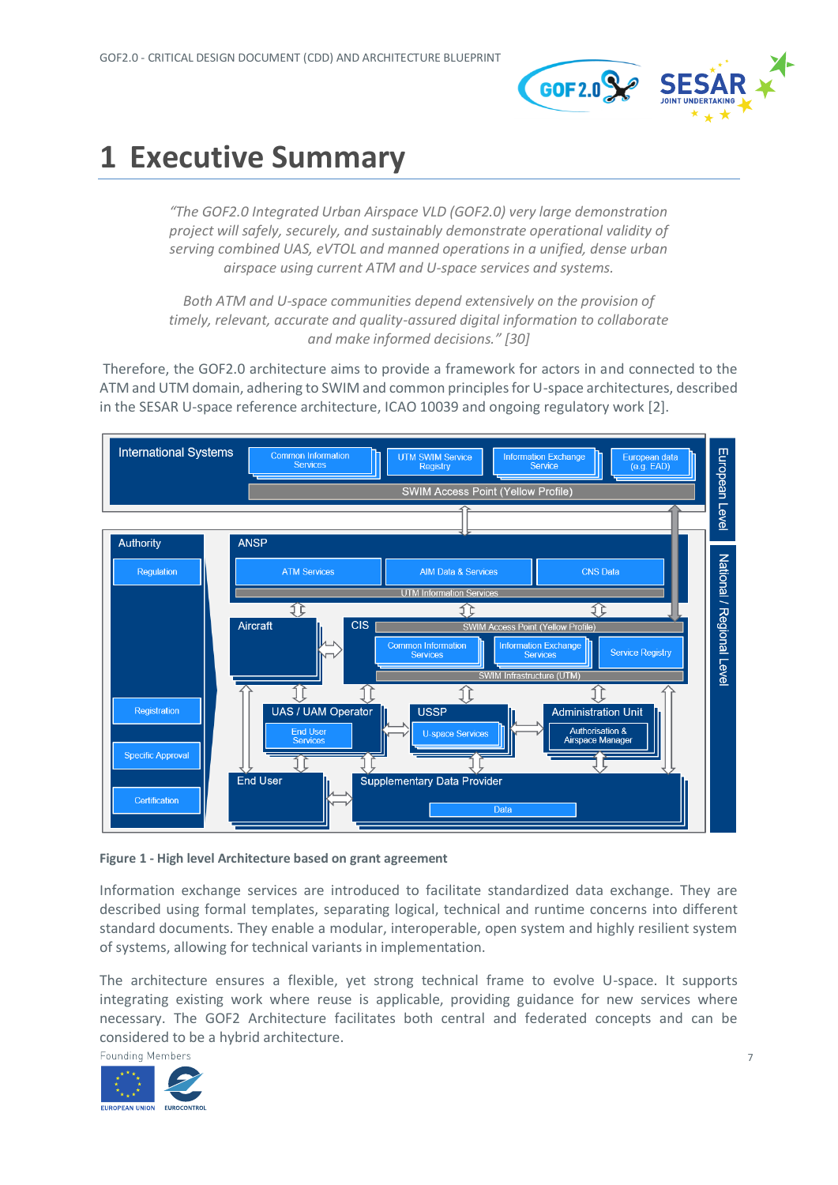# 1 Executive Summary

*"The GOF2.0 Integrated Urban Airspace VLD (GOF2.0) very large demonstration project will safely, securely, and sustainably demonstrate operational validity of serving combined UAS, eVTOL and manned operations in a unified, dense urban airspace using current ATM and U-space services and systems.*

*Both ATM and U-space communities depend extensively on the provision of timely, relevant, accurate and quality-assured digital information to collaborate and make informed decisions." [30]*

Therefore, the GOF2.0 architecture aims to provide a framework for actors in and connected to the ATM and UTM domain, adhering to SWIM and common principles for U-space architectures, described in the SESAR U-space reference architecture, ICAO 10039 and ongoing regulatory work [2].

International Systems
Common Information Services
UTM SWIM Service Registry
Information Exchange Service
European data (e.g. EAD)
SWIM Access Point (Yellow Profile)
European Level
Authority
Regulation
Registration
Specific Approval
Certification
ANSP
ATM Services
AIM Data & Services
CNS Data
UTM Information Services
Aircraft
CIS
SWIM Access Point (Yellow Profile)
Common Information Services
Information Exchange Services
Service Registry
SWIM Infrastructure (UTM)
UAS / UAM Operator
End User Services
USSP
U-space Services
Administration Unit
Authorisation & Airspace Manager
End User
Supplementary Data Provider
Data
National / Regional Level

**Figure 1 - High level Architecture based on grant agreement**

Information exchange services are introduced to facilitate standardized data exchange. They are described using formal templates, separating logical, technical and runtime concerns into different standard documents. They enable a modular, interoperable, open system and highly resilient system of systems, allowing for technical variants in implementation.

The architecture ensures a flexible, yet strong technical frame to evolve U-space. It supports integrating existing work where reuse is applicable, providing guidance for new services where necessary. The GOF2 Architecture facilitates both central and federated concepts and can be considered to be a hybrid architecture.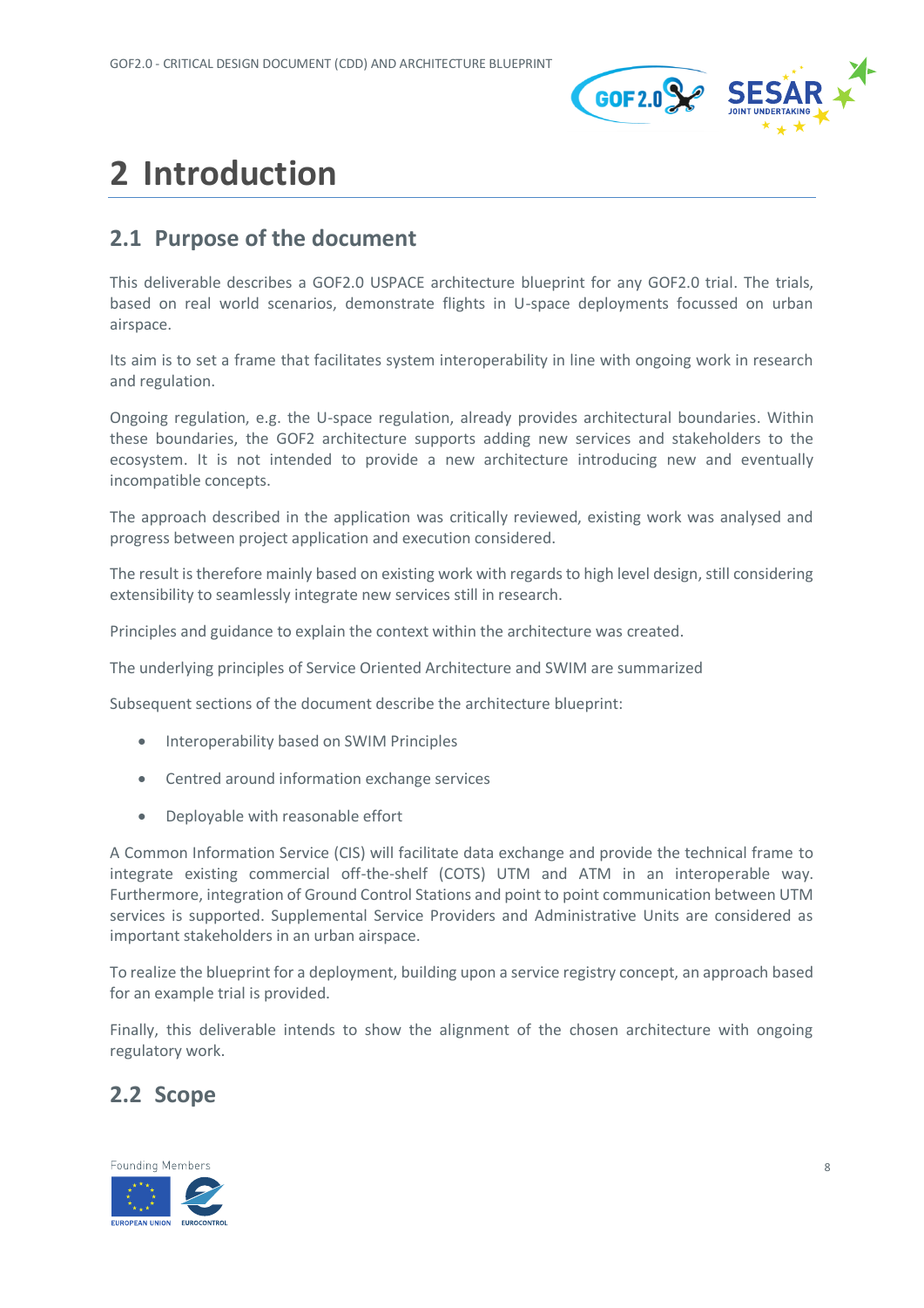# 2 Introduction

## 2.1 Purpose of the document

This deliverable describes a GOF2.0 USPACE architecture blueprint for any GOF2.0 trial. The trials, based on real world scenarios, demonstrate flights in U-space deployments focussed on urban airspace.

Its aim is to set a frame that facilitates system interoperability in line with ongoing work in research and regulation.

Ongoing regulation, e.g. the U-space regulation, already provides architectural boundaries. Within these boundaries, the GOF2 architecture supports adding new services and stakeholders to the ecosystem. It is not intended to provide a new architecture introducing new and eventually incompatible concepts.

The approach described in the application was critically reviewed, existing work was analysed and progress between project application and execution considered.

The result is therefore mainly based on existing work with regards to high level design, still considering extensibility to seamlessly integrate new services still in research.

Principles and guidance to explain the context within the architecture was created.

The underlying principles of Service Oriented Architecture and SWIM are summarized

Subsequent sections of the document describe the architecture blueprint:

- Interoperability based on SWIM Principles
- Centred around information exchange services
- Deployable with reasonable effort

A Common Information Service (CIS) will facilitate data exchange and provide the technical frame to integrate existing commercial off-the-shelf (COTS) UTM and ATM in an interoperable way. Furthermore, integration of Ground Control Stations and point to point communication between UTM services is supported. Supplemental Service Providers and Administrative Units are considered as important stakeholders in an urban airspace.

To realize the blueprint for a deployment, building upon a service registry concept, an approach based for an example trial is provided.

Finally, this deliverable intends to show the alignment of the chosen architecture with ongoing regulatory work.

## 2.2 Scope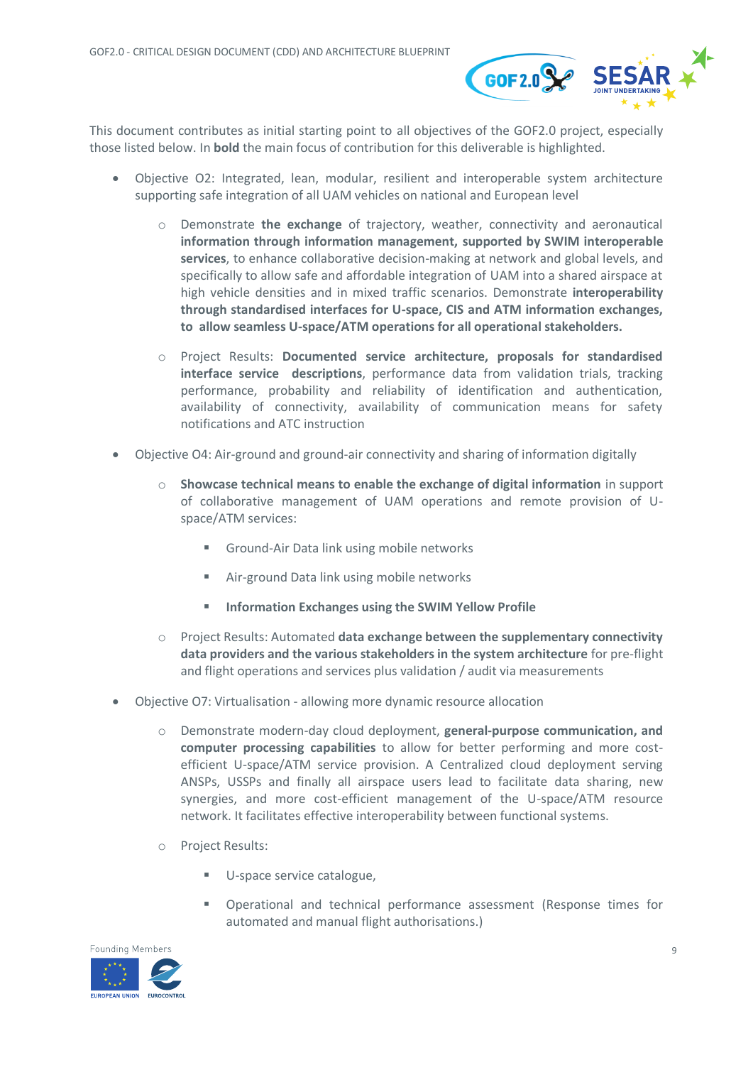This document contributes as initial starting point to all objectives of the GOF2.0 project, especially those listed below. In **bold** the main focus of contribution for this deliverable is highlighted.

- Objective O2: Integrated, lean, modular, resilient and interoperable system architecture supporting safe integration of all UAM vehicles on national and European level
  - Demonstrate **the exchange** of trajectory, weather, connectivity and aeronautical **information through information management, supported by SWIM interoperable services**, to enhance collaborative decision-making at network and global levels, and specifically to allow safe and affordable integration of UAM into a shared airspace at high vehicle densities and in mixed traffic scenarios. Demonstrate **interoperability through standardised interfaces for U-space, CIS and ATM information exchanges, to allow seamless U-space/ATM operations for all operational stakeholders.**
  - Project Results: **Documented service architecture, proposals for standardised interface service descriptions**, performance data from validation trials, tracking performance, probability and reliability of identification and authentication, availability of connectivity, availability of communication means for safety notifications and ATC instruction
- Objective O4: Air-ground and ground-air connectivity and sharing of information digitally
  - **Showcase technical means to enable the exchange of digital information** in support of collaborative management of UAM operations and remote provision of U-space/ATM services:
    - Ground-Air Data link using mobile networks
    - Air-ground Data link using mobile networks
    - **Information Exchanges using the SWIM Yellow Profile**
  - Project Results: Automated **data exchange between the supplementary connectivity data providers and the various stakeholders in the system architecture** for pre-flight and flight operations and services plus validation / audit via measurements
- Objective O7: Virtualisation - allowing more dynamic resource allocation
  - Demonstrate modern-day cloud deployment, **general-purpose communication, and computer processing capabilities** to allow for better performing and more cost-efficient U-space/ATM service provision. A Centralized cloud deployment serving ANSPs, USSPs and finally all airspace users lead to facilitate data sharing, new synergies, and more cost-efficient management of the U-space/ATM resource network. It facilitates effective interoperability between functional systems.
  - Project Results:
    - U-space service catalogue,
    - Operational and technical performance assessment (Response times for automated and manual flight authorisations.)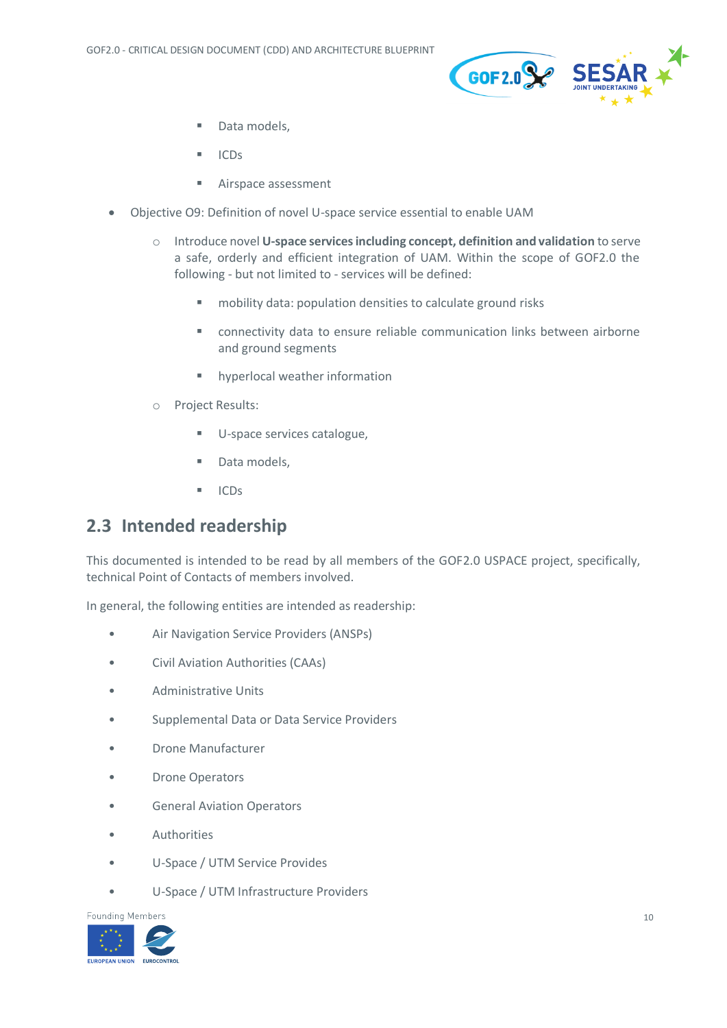- Data models,
        - ICDs
        - Airspace assessment

- Objective O9: Definition of novel U-space service essential to enable UAM
    - Introduce novel **U-space services including concept, definition and validation** to serve a safe, orderly and efficient integration of UAM. Within the scope of GOF2.0 the following - but not limited to - services will be defined:
        - mobility data: population densities to calculate ground risks
        - connectivity data to ensure reliable communication links between airborne and ground segments
        - hyperlocal weather information
    - Project Results:
        - U-space services catalogue,
        - Data models,
        - ICDs

## 2.3 Intended readership

This documented is intended to be read by all members of the GOF2.0 USPACE project, specifically, technical Point of Contacts of members involved.

In general, the following entities are intended as readership:

- Air Navigation Service Providers (ANSPs)
- Civil Aviation Authorities (CAAs)
- Administrative Units
- Supplemental Data or Data Service Providers
- Drone Manufacturer
- Drone Operators
- General Aviation Operators
- Authorities
- U-Space / UTM Service Provides
- U-Space / UTM Infrastructure Providers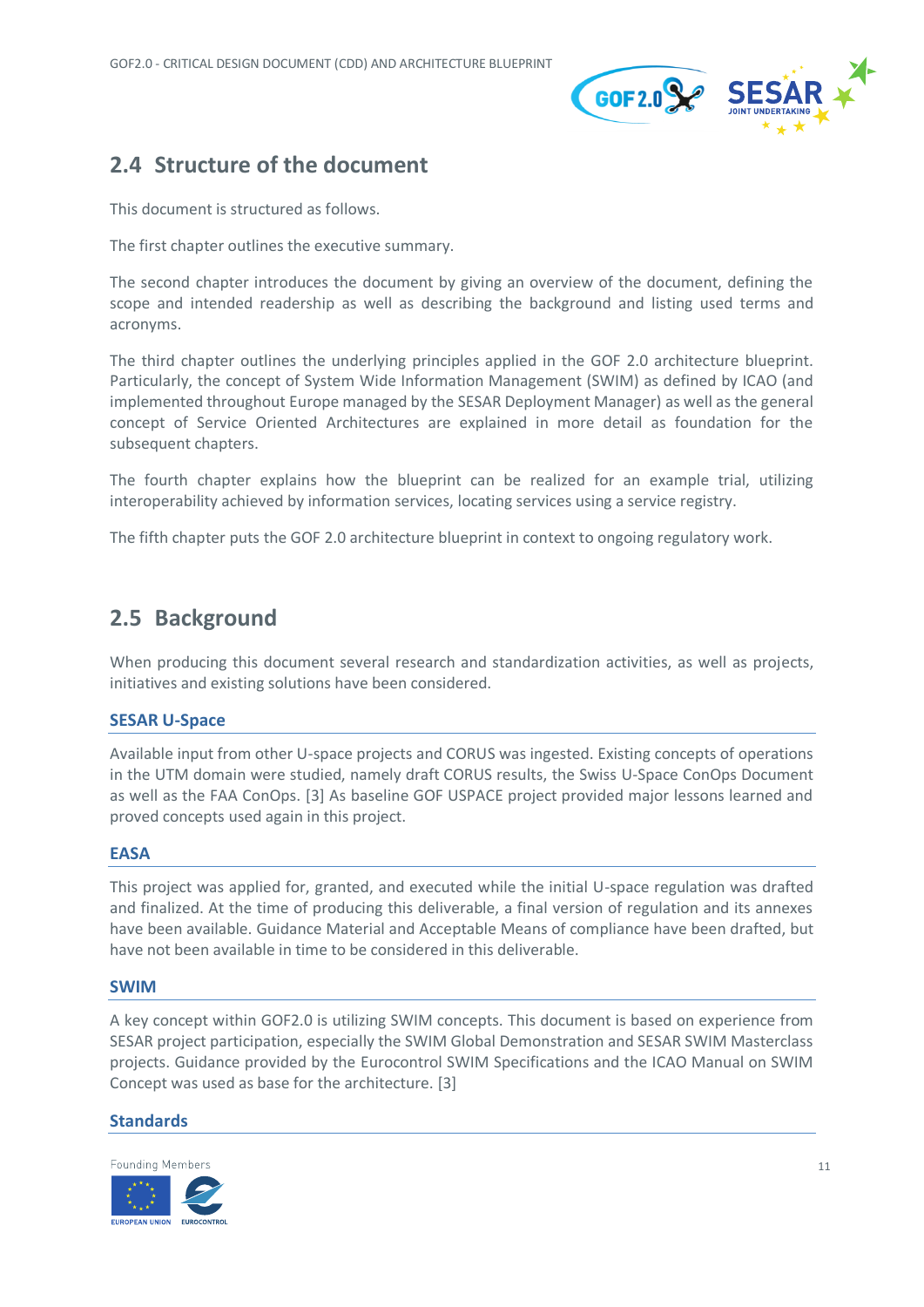## 2.4 Structure of the document

This document is structured as follows.

The first chapter outlines the executive summary.

The second chapter introduces the document by giving an overview of the document, defining the scope and intended readership as well as describing the background and listing used terms and acronyms.

The third chapter outlines the underlying principles applied in the GOF 2.0 architecture blueprint. Particularly, the concept of System Wide Information Management (SWIM) as defined by ICAO (and implemented throughout Europe managed by the SESAR Deployment Manager) as well as the general concept of Service Oriented Architectures are explained in more detail as foundation for the subsequent chapters.

The fourth chapter explains how the blueprint can be realized for an example trial, utilizing interoperability achieved by information services, locating services using a service registry.

The fifth chapter puts the GOF 2.0 architecture blueprint in context to ongoing regulatory work.

## 2.5 Background

When producing this document several research and standardization activities, as well as projects, initiatives and existing solutions have been considered.

### SESAR U-Space

Available input from other U-space projects and CORUS was ingested. Existing concepts of operations in the UTM domain were studied, namely draft CORUS results, the Swiss U-Space ConOps Document as well as the FAA ConOps. [3] As baseline GOF USPACE project provided major lessons learned and proved concepts used again in this project.

### EASA

This project was applied for, granted, and executed while the initial U-space regulation was drafted and finalized. At the time of producing this deliverable, a final version of regulation and its annexes have been available. Guidance Material and Acceptable Means of compliance have been drafted, but have not been available in time to be considered in this deliverable.

### SWIM

A key concept within GOF2.0 is utilizing SWIM concepts. This document is based on experience from SESAR project participation, especially the SWIM Global Demonstration and SESAR SWIM Masterclass projects. Guidance provided by the Eurocontrol SWIM Specifications and the ICAO Manual on SWIM Concept was used as base for the architecture. [3]

### Standards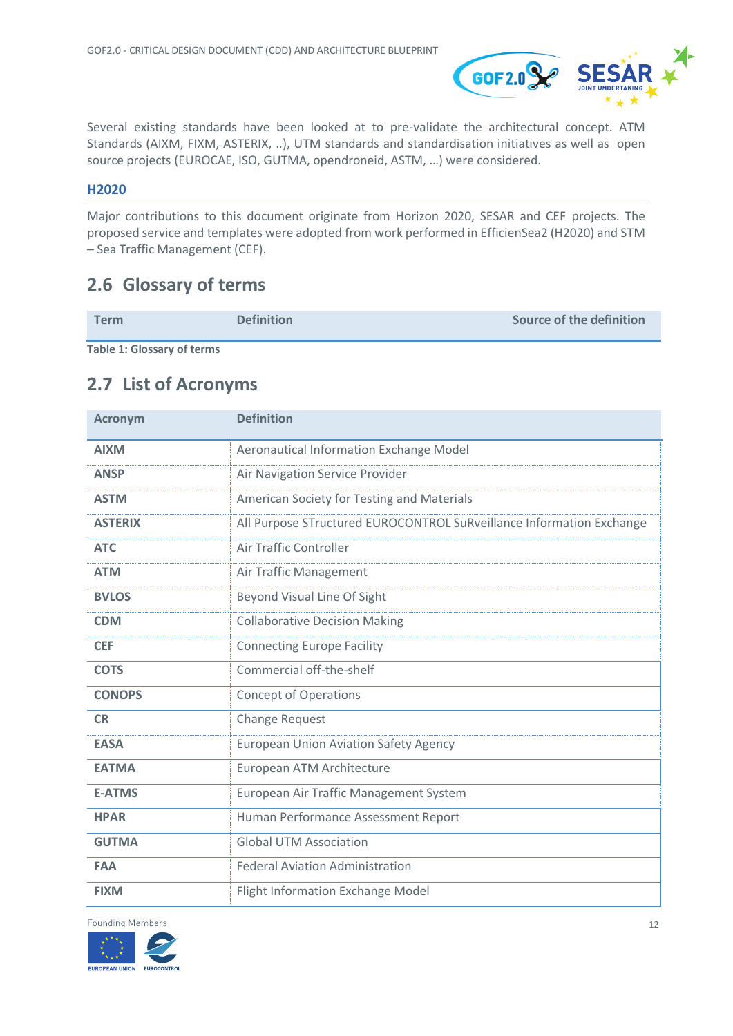Several existing standards have been looked at to pre-validate the architectural concept. ATM Standards (AIXM, FIXM, ASTERIX, ..), UTM standards and standardisation initiatives as well as open source projects (EUROCAE, ISO, GUTMA, opendroneid, ASTM, …) were considered.

#### H2020

Major contributions to this document originate from Horizon 2020, SESAR and CEF projects. The proposed service and templates were adopted from work performed in EfficienSea2 (H2020) and STM – Sea Traffic Management (CEF).

## 2.6 Glossary of terms

| Term | Definition | Source of the definition |
|---|---|---|

**Table 1: Glossary of terms**

## 2.7 List of Acronyms

| Acronym | Definition |
|---|---|
| **AIXM** | Aeronautical Information Exchange Model |
| **ANSP** | Air Navigation Service Provider |
| **ASTM** | American Society for Testing and Materials |
| **ASTERIX** | All Purpose STructured EUROCONTROL SuRveillance Information Exchange |
| **ATC** | Air Traffic Controller |
| **ATM** | Air Traffic Management |
| **BVLOS** | Beyond Visual Line Of Sight |
| **CDM** | Collaborative Decision Making |
| **CEF** | Connecting Europe Facility |
| **COTS** | Commercial off-the-shelf |
| **CONOPS** | Concept of Operations |
| **CR** | Change Request |
| **EASA** | European Union Aviation Safety Agency |
| **EATMA** | European ATM Architecture |
| **E-ATMS** | European Air Traffic Management System |
| **HPAR** | Human Performance Assessment Report |
| **GUTMA** | Global UTM Association |
| **FAA** | Federal Aviation Administration |
| **FIXM** | Flight Information Exchange Model |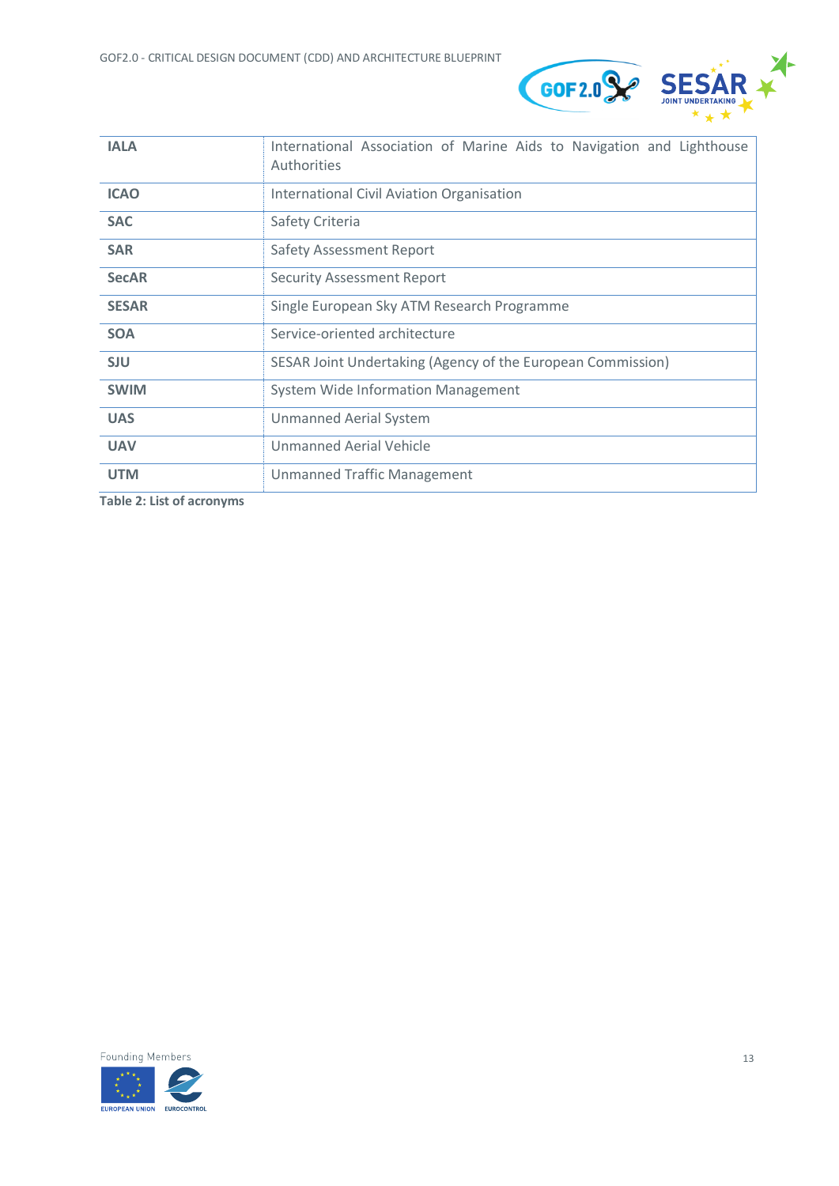| | |
|---|---|
| **IALA** | International Association of Marine Aids to Navigation and Lighthouse Authorities |
| **ICAO** | International Civil Aviation Organisation |
| **SAC** | Safety Criteria |
| **SAR** | Safety Assessment Report |
| **SecAR** | Security Assessment Report |
| **SESAR** | Single European Sky ATM Research Programme |
| **SOA** | Service-oriented architecture |
| **SJU** | SESAR Joint Undertaking (Agency of the European Commission) |
| **SWIM** | System Wide Information Management |
| **UAS** | Unmanned Aerial System |
| **UAV** | Unmanned Aerial Vehicle |
| **UTM** | Unmanned Traffic Management |

**Table 2: List of acronyms**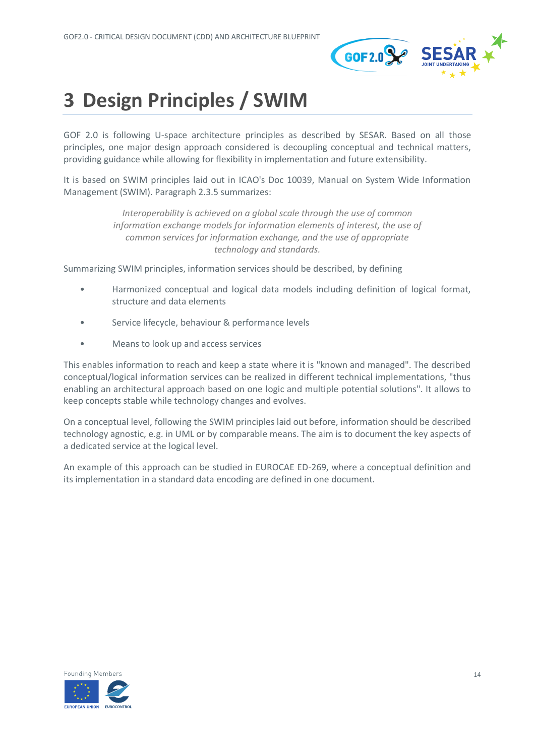# 3 Design Principles / SWIM

GOF 2.0 is following U-space architecture principles as described by SESAR. Based on all those principles, one major design approach considered is decoupling conceptual and technical matters, providing guidance while allowing for flexibility in implementation and future extensibility.

It is based on SWIM principles laid out in ICAO's Doc 10039, Manual on System Wide Information Management (SWIM). Paragraph 2.3.5 summarizes:

> *Interoperability is achieved on a global scale through the use of common information exchange models for information elements of interest, the use of common services for information exchange, and the use of appropriate technology and standards.*

Summarizing SWIM principles, information services should be described, by defining

- Harmonized conceptual and logical data models including definition of logical format, structure and data elements
- Service lifecycle, behaviour & performance levels
- Means to look up and access services

This enables information to reach and keep a state where it is "known and managed". The described conceptual/logical information services can be realized in different technical implementations, "thus enabling an architectural approach based on one logic and multiple potential solutions". It allows to keep concepts stable while technology changes and evolves.

On a conceptual level, following the SWIM principles laid out before, information should be described technology agnostic, e.g. in UML or by comparable means. The aim is to document the key aspects of a dedicated service at the logical level.

An example of this approach can be studied in EUROCAE ED-269, where a conceptual definition and its implementation in a standard data encoding are defined in one document.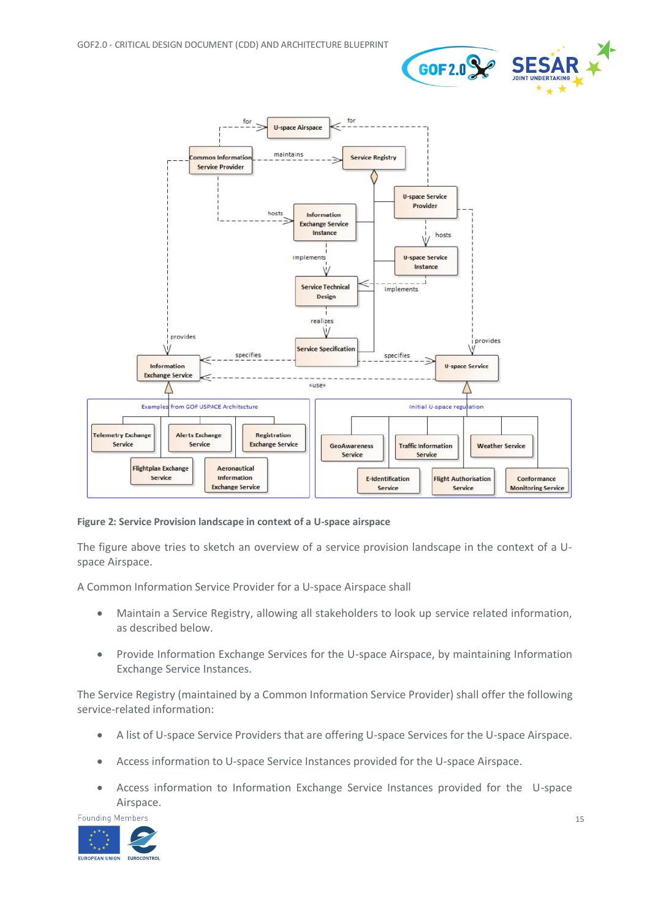Figure 2: Service Provision landscape in context of a U-space airspace

The figure above tries to sketch an overview of a service provision landscape in the context of a U-space Airspace.

A Common Information Service Provider for a U-space Airspace shall

- Maintain a Service Registry, allowing all stakeholders to look up service related information, as described below.
- Provide Information Exchange Services for the U-space Airspace, by maintaining Information Exchange Service Instances.

The Service Registry (maintained by a Common Information Service Provider) shall offer the following service-related information:

- A list of U-space Service Providers that are offering U-space Services for the U-space Airspace.
- Access information to U-space Service Instances provided for the U-space Airspace.
- Access information to Information Exchange Service Instances provided for the U-space Airspace.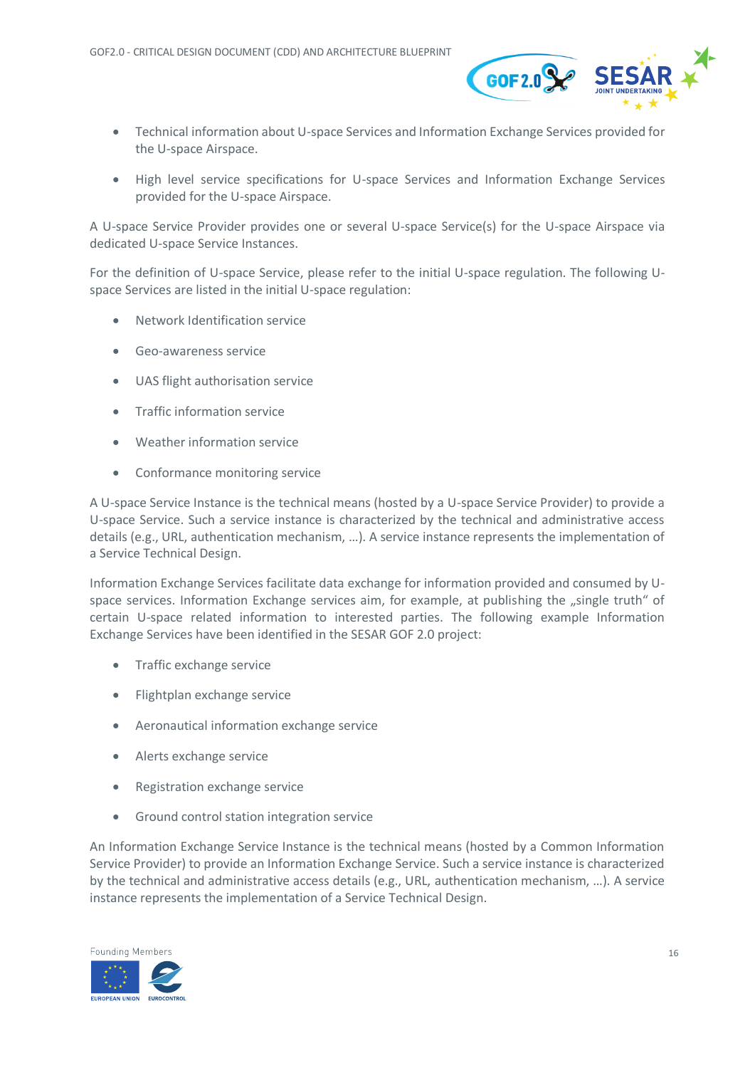- Technical information about U-space Services and Information Exchange Services provided for the U-space Airspace.
- High level service specifications for U-space Services and Information Exchange Services provided for the U-space Airspace.

A U-space Service Provider provides one or several U-space Service(s) for the U-space Airspace via dedicated U-space Service Instances.

For the definition of U-space Service, please refer to the initial U-space regulation. The following U-space Services are listed in the initial U-space regulation:

- Network Identification service
- Geo-awareness service
- UAS flight authorisation service
- Traffic information service
- Weather information service
- Conformance monitoring service

A U-space Service Instance is the technical means (hosted by a U-space Service Provider) to provide a U-space Service. Such a service instance is characterized by the technical and administrative access details (e.g., URL, authentication mechanism, …). A service instance represents the implementation of a Service Technical Design.

Information Exchange Services facilitate data exchange for information provided and consumed by U-space services. Information Exchange services aim, for example, at publishing the „single truth" of certain U-space related information to interested parties. The following example Information Exchange Services have been identified in the SESAR GOF 2.0 project:

- Traffic exchange service
- Flightplan exchange service
- Aeronautical information exchange service
- Alerts exchange service
- Registration exchange service
- Ground control station integration service

An Information Exchange Service Instance is the technical means (hosted by a Common Information Service Provider) to provide an Information Exchange Service. Such a service instance is characterized by the technical and administrative access details (e.g., URL, authentication mechanism, …). A service instance represents the implementation of a Service Technical Design.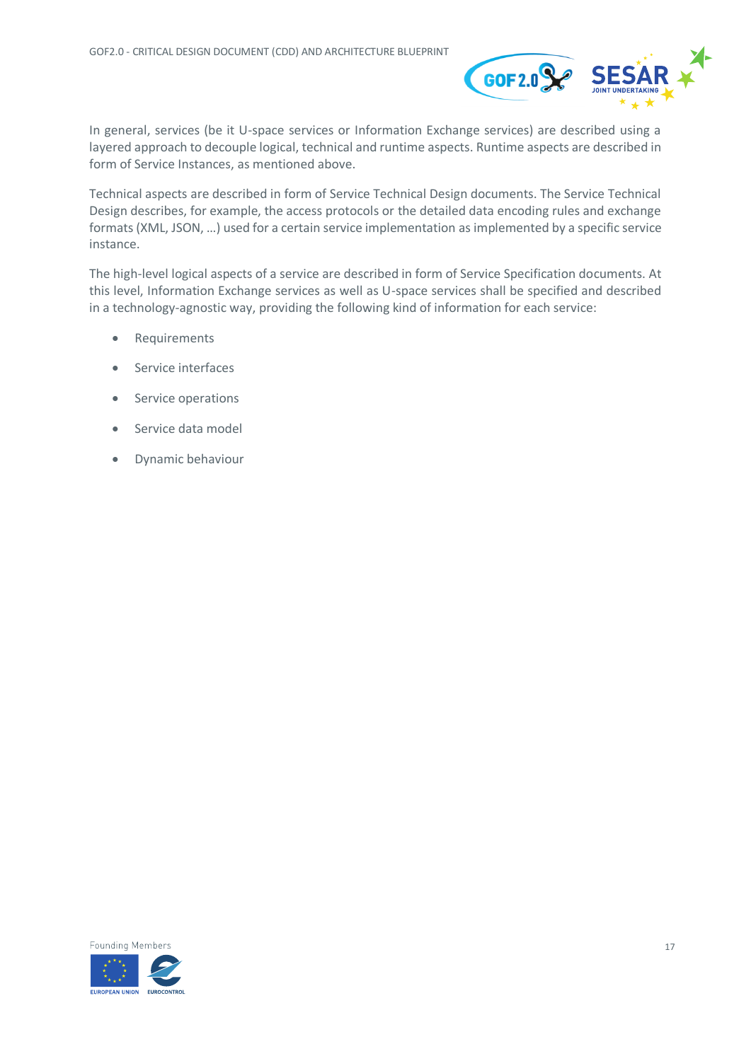In general, services (be it U-space services or Information Exchange services) are described using a layered approach to decouple logical, technical and runtime aspects. Runtime aspects are described in form of Service Instances, as mentioned above.

Technical aspects are described in form of Service Technical Design documents. The Service Technical Design describes, for example, the access protocols or the detailed data encoding rules and exchange formats (XML, JSON, …) used for a certain service implementation as implemented by a specific service instance.

The high-level logical aspects of a service are described in form of Service Specification documents. At this level, Information Exchange services as well as U-space services shall be specified and described in a technology-agnostic way, providing the following kind of information for each service:

- Requirements
- Service interfaces
- Service operations
- Service data model
- Dynamic behaviour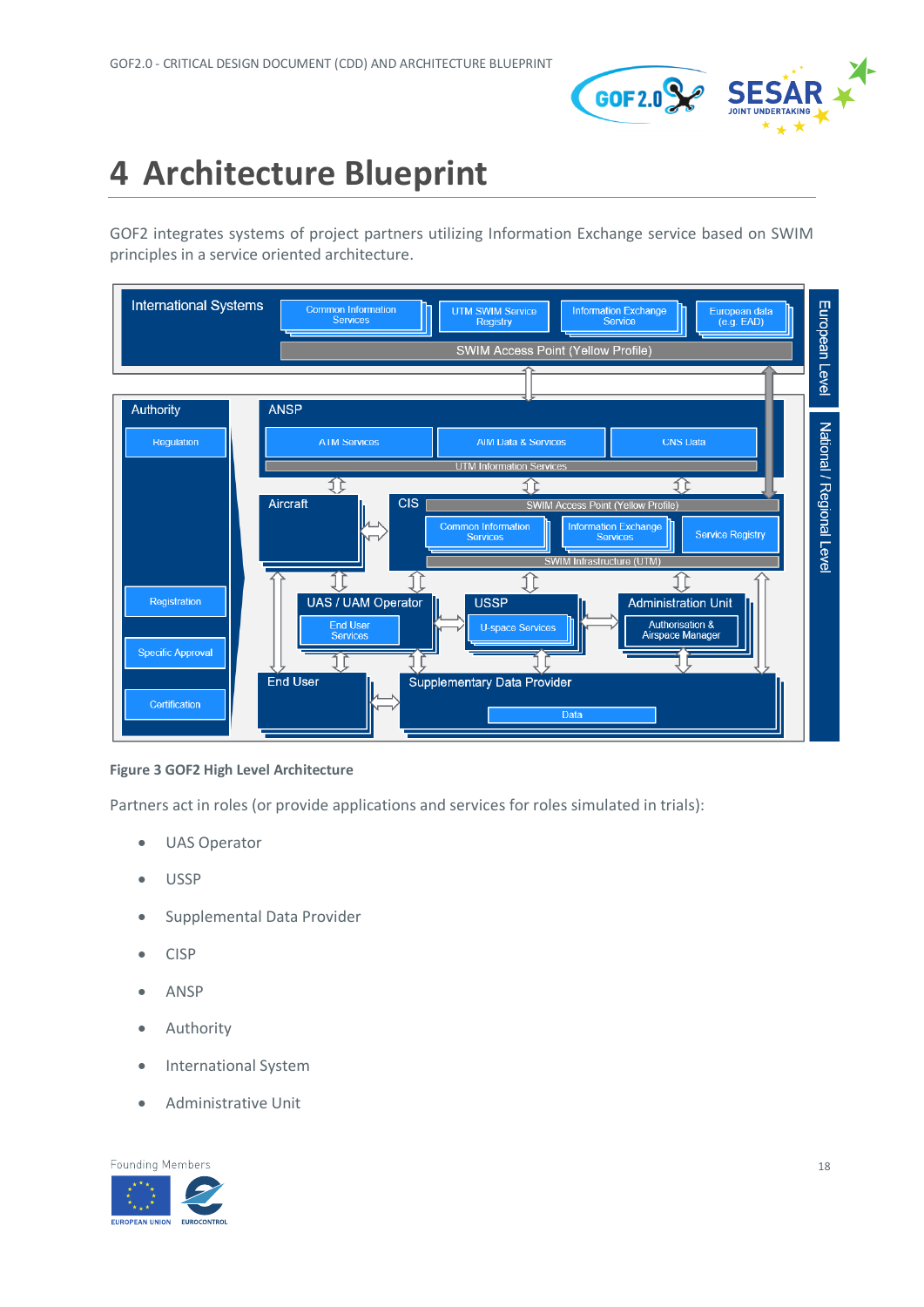# 4 Architecture Blueprint

GOF2 integrates systems of project partners utilizing Information Exchange service based on SWIM principles in a service oriented architecture.

International Systems
Common Information Services
UTM SWIM Service Registry
Information Exchange Service
European data (e.g. EAD)
SWIM Access Point (Yellow Profile)
European Level

Authority
Regulation
Registration
Specific Approval
Certification

ANSP
ATM Services
AIM Data & Services
CNS Data
UTM Information Services

Aircraft

CIS
SWIM Access Point (Yellow Profile)
Common Information Services
Information Exchange Services
Service Registry
SWIM Infrastructure (UTM)

UAS / UAM Operator
End User Services

USSP
U-space Services

Administration Unit
Authorisation & Airspace Manager

End User

Supplementary Data Provider
Data

National / Regional Level

**Figure 3 GOF2 High Level Architecture**

Partners act in roles (or provide applications and services for roles simulated in trials):

- UAS Operator
- USSP
- Supplemental Data Provider
- CISP
- ANSP
- Authority
- International System
- Administrative Unit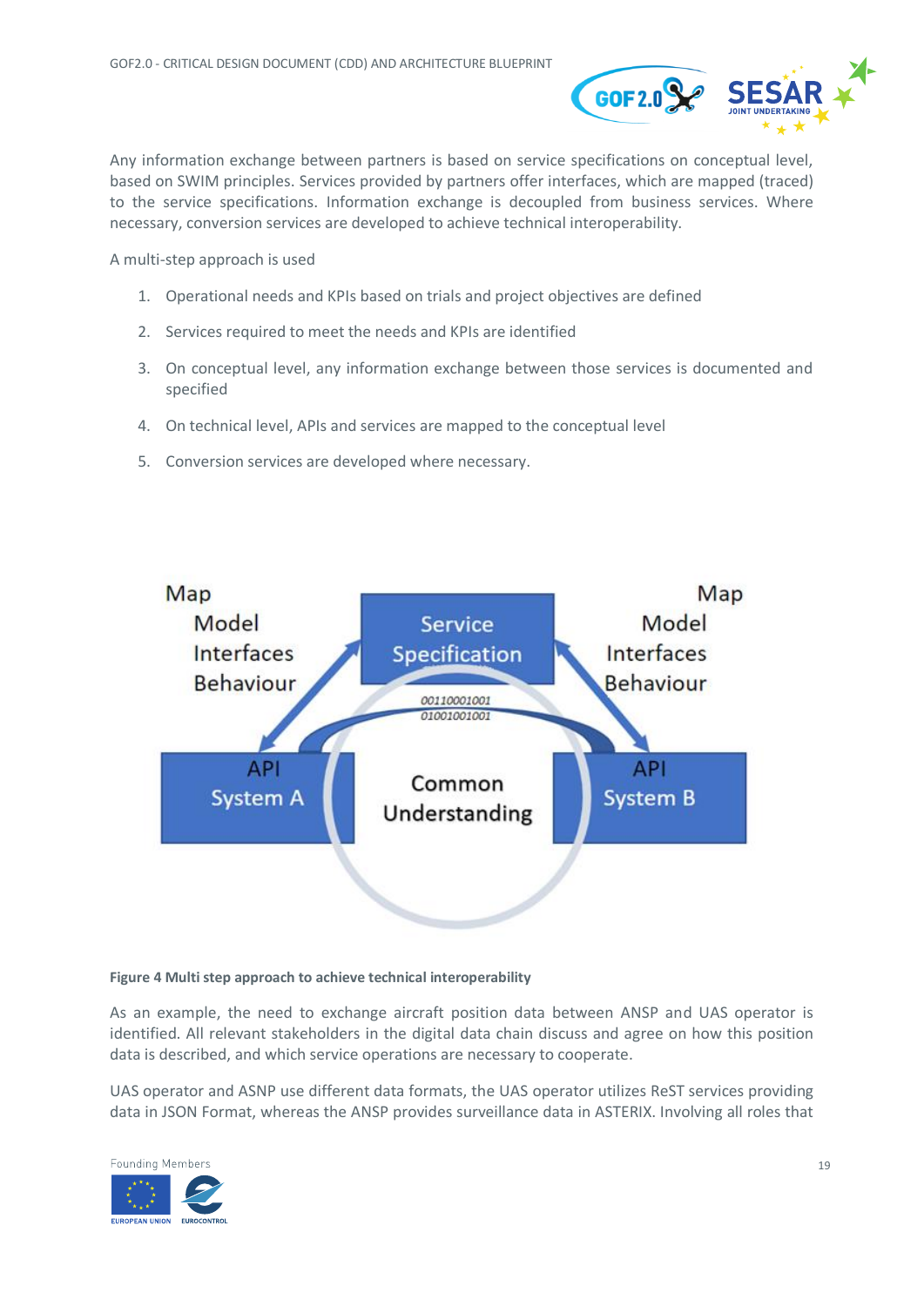Any information exchange between partners is based on service specifications on conceptual level, based on SWIM principles. Services provided by partners offer interfaces, which are mapped (traced) to the service specifications. Information exchange is decoupled from business services. Where necessary, conversion services are developed to achieve technical interoperability.

A multi-step approach is used

1. Operational needs and KPIs based on trials and project objectives are defined
2. Services required to meet the needs and KPIs are identified
3. On conceptual level, any information exchange between those services is documented and specified
4. On technical level, APIs and services are mapped to the conceptual level
5. Conversion services are developed where necessary.

Map
Model
Interfaces
Behaviour

Service Specification

Map
Model
Interfaces
Behaviour

00110001001
01001001001

API System A

Common Understanding

API System B

**Figure 4 Multi step approach to achieve technical interoperability**

As an example, the need to exchange aircraft position data between ANSP and UAS operator is identified. All relevant stakeholders in the digital data chain discuss and agree on how this position data is described, and which service operations are necessary to cooperate.

UAS operator and ASNP use different data formats, the UAS operator utilizes ReST services providing data in JSON Format, whereas the ANSP provides surveillance data in ASTERIX. Involving all roles that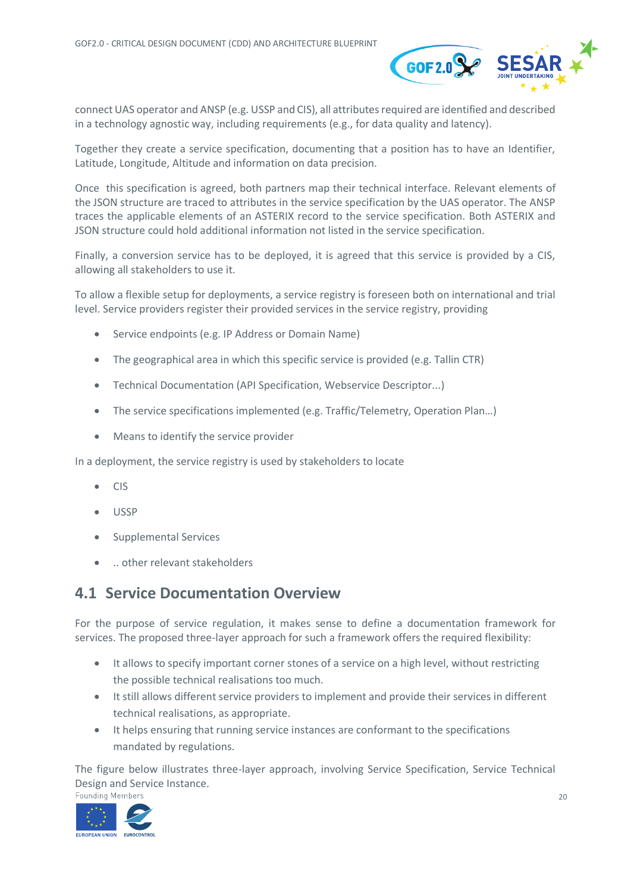connect UAS operator and ANSP (e.g. USSP and CIS), all attributes required are identified and described in a technology agnostic way, including requirements (e.g., for data quality and latency).

Together they create a service specification, documenting that a position has to have an Identifier, Latitude, Longitude, Altitude and information on data precision.

Once this specification is agreed, both partners map their technical interface. Relevant elements of the JSON structure are traced to attributes in the service specification by the UAS operator. The ANSP traces the applicable elements of an ASTERIX record to the service specification. Both ASTERIX and JSON structure could hold additional information not listed in the service specification.

Finally, a conversion service has to be deployed, it is agreed that this service is provided by a CIS, allowing all stakeholders to use it.

To allow a flexible setup for deployments, a service registry is foreseen both on international and trial level. Service providers register their provided services in the service registry, providing

- Service endpoints (e.g. IP Address or Domain Name)
- The geographical area in which this specific service is provided (e.g. Tallin CTR)
- Technical Documentation (API Specification, Webservice Descriptor...)
- The service specifications implemented (e.g. Traffic/Telemetry, Operation Plan…)
- Means to identify the service provider

In a deployment, the service registry is used by stakeholders to locate

- CIS
- USSP
- Supplemental Services
- .. other relevant stakeholders

## 4.1 Service Documentation Overview

For the purpose of service regulation, it makes sense to define a documentation framework for services. The proposed three-layer approach for such a framework offers the required flexibility:

- It allows to specify important corner stones of a service on a high level, without restricting the possible technical realisations too much.
- It still allows different service providers to implement and provide their services in different technical realisations, as appropriate.
- It helps ensuring that running service instances are conformant to the specifications mandated by regulations.

The figure below illustrates three-layer approach, involving Service Specification, Service Technical Design and Service Instance.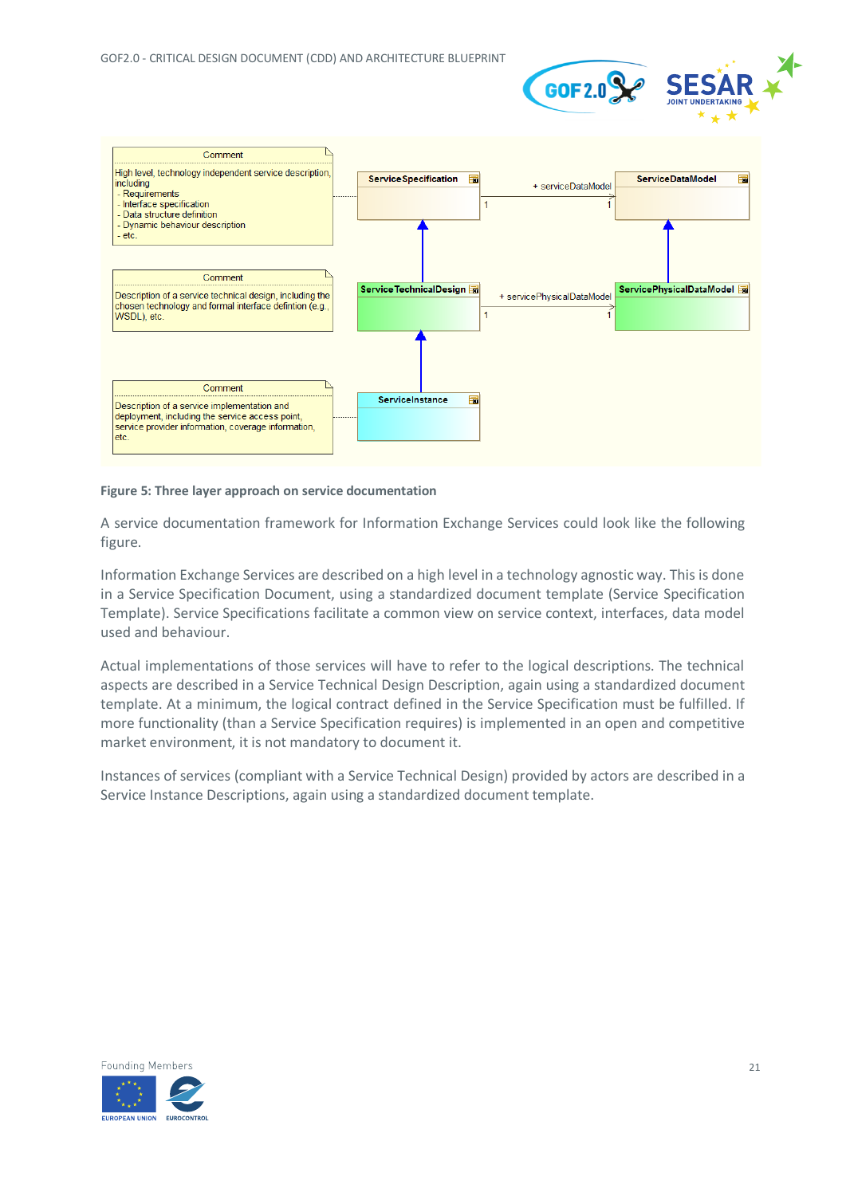Comment

High level, technology independent service description, including
- Requirements
- Interface specification
- Data structure definition
- Dynamic behaviour description
- etc.

Comment

Description of a service technical design, including the chosen technology and formal interface defintion (e.g., WSDL), etc.

Comment

Description of a service implementation and deployment, including the service access point, service provider information, coverage information, etc.

ServiceSpecification

+ serviceDataModel

1

1

ServiceDataModel

ServiceTechnicalDesign

+ servicePhysicalDataModel

1

1

ServicePhysicalDataModel

ServiceInstance

**Figure 5: Three layer approach on service documentation**

A service documentation framework for Information Exchange Services could look like the following figure.

Information Exchange Services are described on a high level in a technology agnostic way. This is done in a Service Specification Document, using a standardized document template (Service Specification Template). Service Specifications facilitate a common view on service context, interfaces, data model used and behaviour.

Actual implementations of those services will have to refer to the logical descriptions. The technical aspects are described in a Service Technical Design Description, again using a standardized document template. At a minimum, the logical contract defined in the Service Specification must be fulfilled. If more functionality (than a Service Specification requires) is implemented in an open and competitive market environment, it is not mandatory to document it.

Instances of services (compliant with a Service Technical Design) provided by actors are described in a Service Instance Descriptions, again using a standardized document template.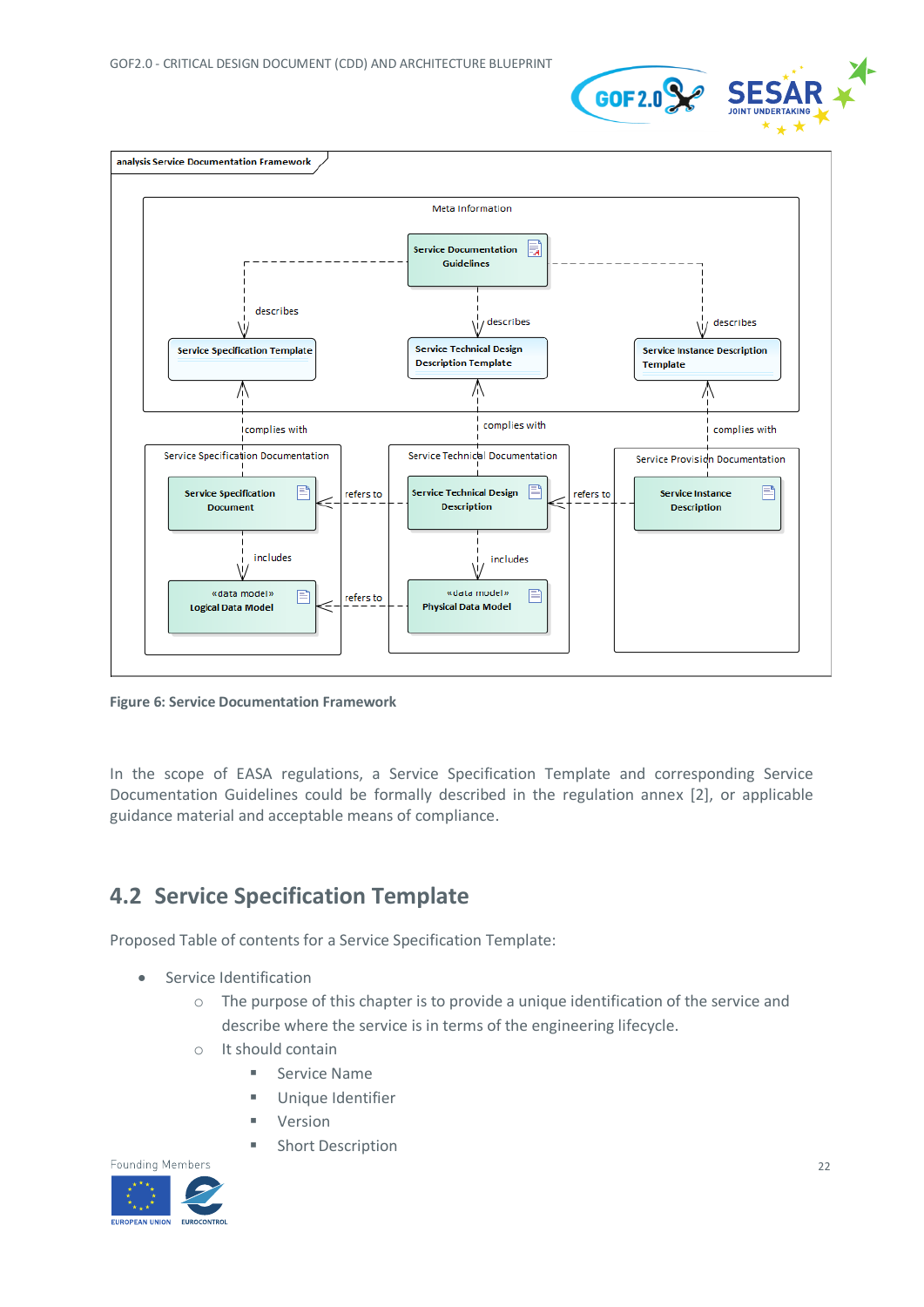analysis Service Documentation Framework

Meta Information

Service Documentation Guidelines

describes

describes

describes

Service Specification Template

Service Technical Design Description Template

Service Instance Description Template

complies with

complies with

complies with

Service Specification Documentation

Service Technical Documentation

Service Provision Documentation

Service Specification Document

refers to

Service Technical Design Description

refers to

Service Instance Description

includes

includes

«data model»
Logical Data Model

refers to

«data model»
Physical Data Model

**Figure 6: Service Documentation Framework**

In the scope of EASA regulations, a Service Specification Template and corresponding Service Documentation Guidelines could be formally described in the regulation annex [2], or applicable guidance material and acceptable means of compliance.

## 4.2 Service Specification Template

Proposed Table of contents for a Service Specification Template:

- Service Identification
    - The purpose of this chapter is to provide a unique identification of the service and describe where the service is in terms of the engineering lifecycle.
    - It should contain
        - Service Name
        - Unique Identifier
        - Version
        - Short Description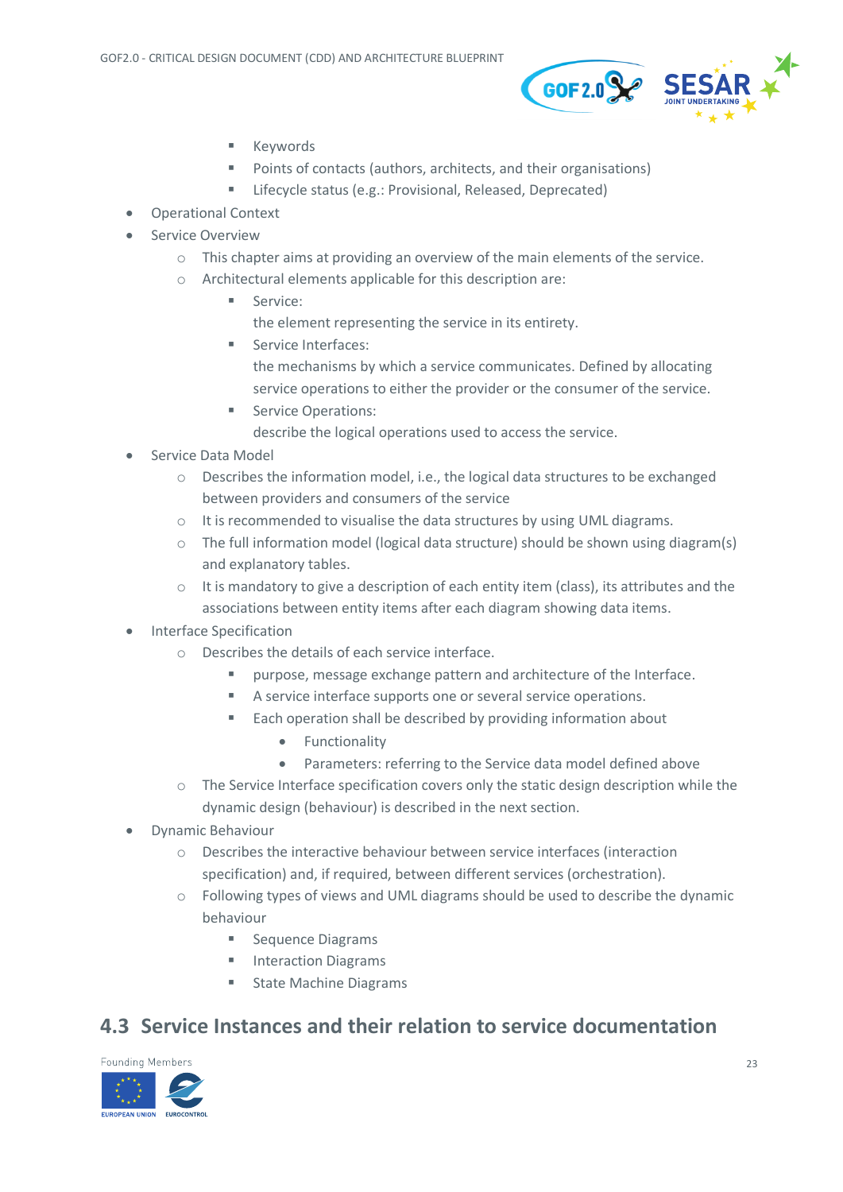- Keywords
        - Points of contacts (authors, architects, and their organisations)
        - Lifecycle status (e.g.: Provisional, Released, Deprecated)
- Operational Context
- Service Overview
    - This chapter aims at providing an overview of the main elements of the service.
    - Architectural elements applicable for this description are:
        - Service:
          the element representing the service in its entirety.
        - Service Interfaces:
          the mechanisms by which a service communicates. Defined by allocating service operations to either the provider or the consumer of the service.
        - Service Operations:
          describe the logical operations used to access the service.
- Service Data Model
    - Describes the information model, i.e., the logical data structures to be exchanged between providers and consumers of the service
    - It is recommended to visualise the data structures by using UML diagrams.
    - The full information model (logical data structure) should be shown using diagram(s) and explanatory tables.
    - It is mandatory to give a description of each entity item (class), its attributes and the associations between entity items after each diagram showing data items.
- Interface Specification
    - Describes the details of each service interface.
        - purpose, message exchange pattern and architecture of the Interface.
        - A service interface supports one or several service operations.
        - Each operation shall be described by providing information about
            - Functionality
            - Parameters: referring to the Service data model defined above
    - The Service Interface specification covers only the static design description while the dynamic design (behaviour) is described in the next section.
- Dynamic Behaviour
    - Describes the interactive behaviour between service interfaces (interaction specification) and, if required, between different services (orchestration).
    - Following types of views and UML diagrams should be used to describe the dynamic behaviour
        - Sequence Diagrams
        - Interaction Diagrams
        - State Machine Diagrams

## 4.3 Service Instances and their relation to service documentation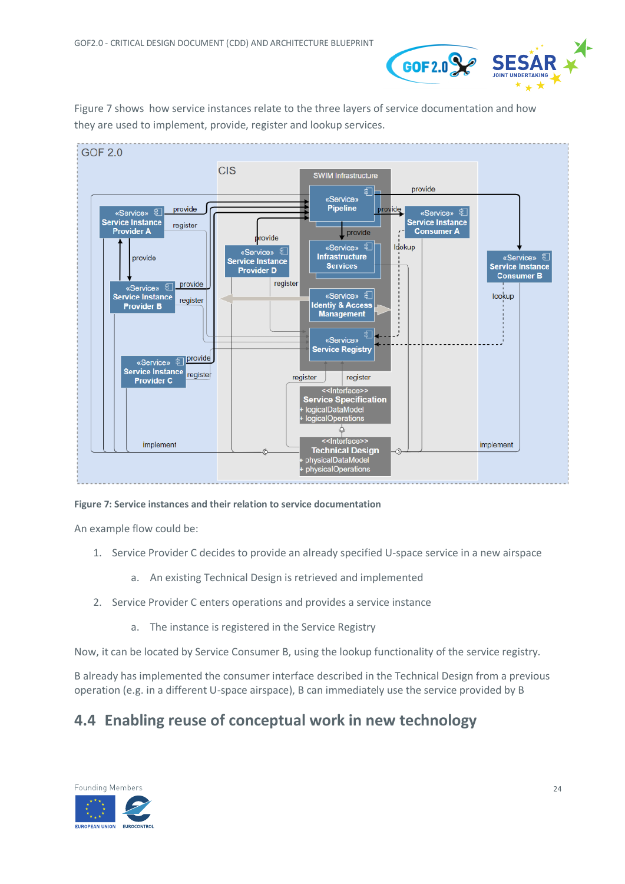Figure 7 shows how service instances relate to the three layers of service documentation and how they are used to implement, provide, register and lookup services.

**Figure 7: Service instances and their relation to service documentation**

An example flow could be:

1. Service Provider C decides to provide an already specified U-space service in a new airspace
    a. An existing Technical Design is retrieved and implemented
2. Service Provider C enters operations and provides a service instance
    a. The instance is registered in the Service Registry

Now, it can be located by Service Consumer B, using the lookup functionality of the service registry.

B already has implemented the consumer interface described in the Technical Design from a previous operation (e.g. in a different U-space airspace), B can immediately use the service provided by B

## 4.4 Enabling reuse of conceptual work in new technology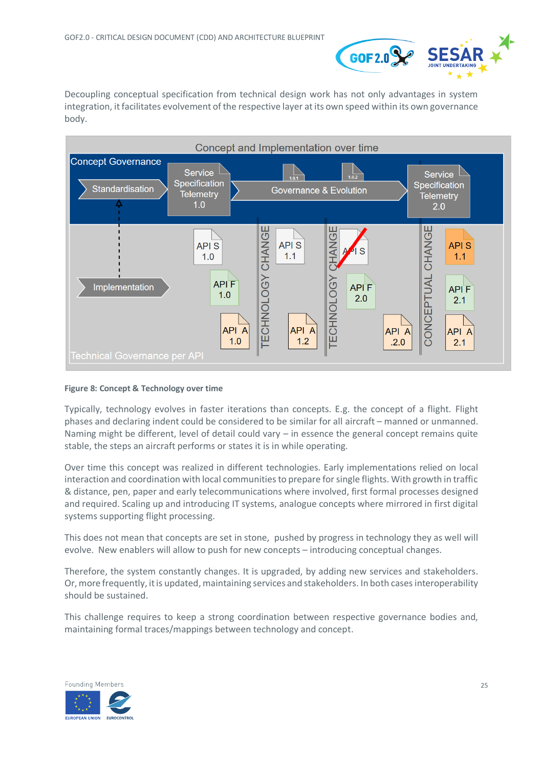Decoupling conceptual specification from technical design work has not only advantages in system integration, it facilitates evolvement of the respective layer at its own speed within its own governance body.

Concept and Implementation over time

Concept Governance

Standardisation

Service Specification Telemetry 1.0

1.0.1

1.0.2

Governance & Evolution

Service Specification Telemetry 2.0

API S 1.0

API F 1.0

API A 1.0

TECHNOLOGY CHANGE

API S 1.1

API A 1.2

TECHNOLOGY CHANGE

API S

API F 2.0

API A .2.0

CONCEPTUAL CHANGE

API S 1.1

API F 2.1

API A 2.1

Implementation

Technical Governance per API

**Figure 8: Concept & Technology over time**

Typically, technology evolves in faster iterations than concepts. E.g. the concept of a flight. Flight phases and declaring indent could be considered to be similar for all aircraft – manned or unmanned. Naming might be different, level of detail could vary – in essence the general concept remains quite stable, the steps an aircraft performs or states it is in while operating.

Over time this concept was realized in different technologies. Early implementations relied on local interaction and coordination with local communities to prepare for single flights. With growth in traffic & distance, pen, paper and early telecommunications where involved, first formal processes designed and required. Scaling up and introducing IT systems, analogue concepts where mirrored in first digital systems supporting flight processing.

This does not mean that concepts are set in stone, pushed by progress in technology they as well will evolve. New enablers will allow to push for new concepts – introducing conceptual changes.

Therefore, the system constantly changes. It is upgraded, by adding new services and stakeholders. Or, more frequently, it is updated, maintaining services and stakeholders. In both cases interoperability should be sustained.

This challenge requires to keep a strong coordination between respective governance bodies and, maintaining formal traces/mappings between technology and concept.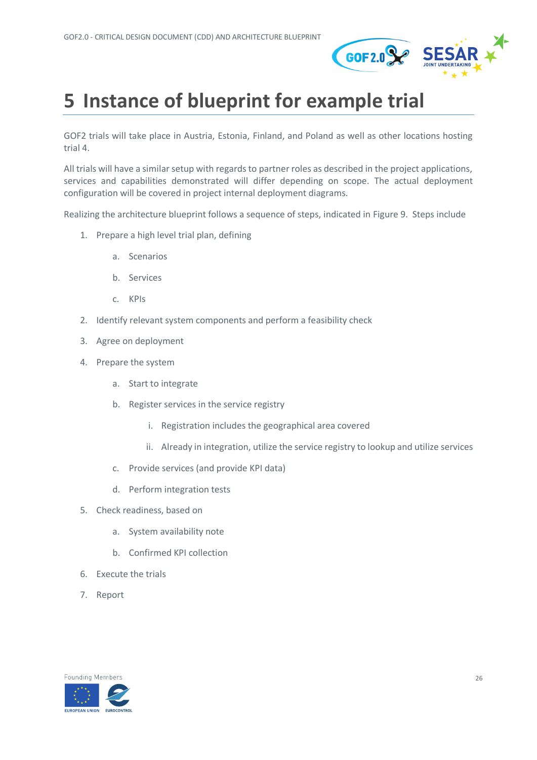# 5 Instance of blueprint for example trial

GOF2 trials will take place in Austria, Estonia, Finland, and Poland as well as other locations hosting trial 4.

All trials will have a similar setup with regards to partner roles as described in the project applications, services and capabilities demonstrated will differ depending on scope. The actual deployment configuration will be covered in project internal deployment diagrams.

Realizing the architecture blueprint follows a sequence of steps, indicated in Figure 9. Steps include

1. Prepare a high level trial plan, defining
    a. Scenarios
    b. Services
    c. KPIs
2. Identify relevant system components and perform a feasibility check
3. Agree on deployment
4. Prepare the system
    a. Start to integrate
    b. Register services in the service registry
        i. Registration includes the geographical area covered
        ii. Already in integration, utilize the service registry to lookup and utilize services
    c. Provide services (and provide KPI data)
    d. Perform integration tests
5. Check readiness, based on
    a. System availability note
    b. Confirmed KPI collection
6. Execute the trials
7. Report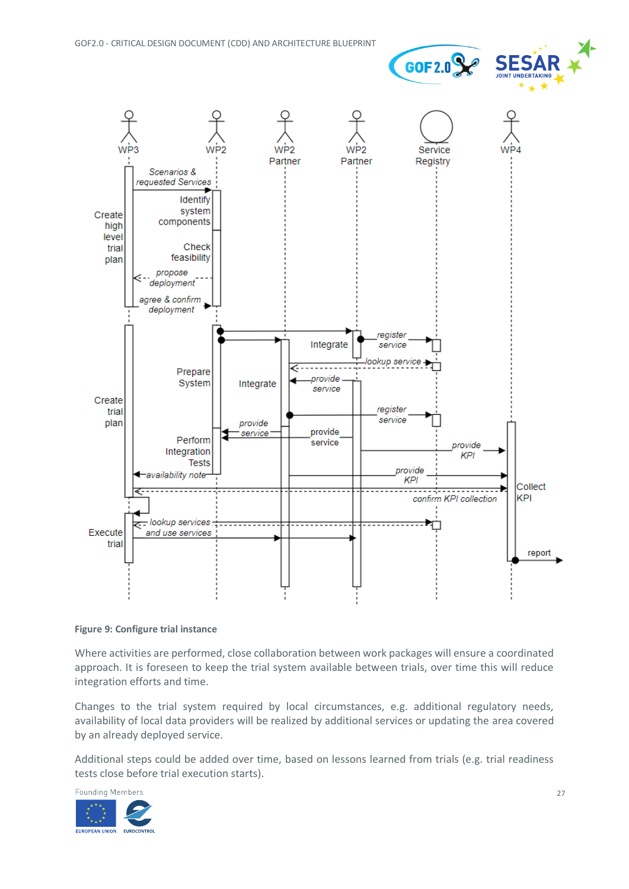WP3

WP2

WP2 Partner

WP2 Partner

Service Registry

WP4

Scenarios & requested Services

Create high level trial plan

Identify system components

Check feasibility

propose deployment

agree & confirm deployment

Integrate

register service

lookup service

Prepare System

Integrate

provide service

Create trial plan

register service

provide service

provide service

Perform Integration Tests

provide KPI

availability note

provide KPI

Collect KPI

confirm KPI collection

Execute trial

lookup services and use services

report

**Figure 9: Configure trial instance**

Where activities are performed, close collaboration between work packages will ensure a coordinated approach. It is foreseen to keep the trial system available between trials, over time this will reduce integration efforts and time.

Changes to the trial system required by local circumstances, e.g. additional regulatory needs, availability of local data providers will be realized by additional services or updating the area covered by an already deployed service.

Additional steps could be added over time, based on lessons learned from trials (e.g. trial readiness tests close before trial execution starts).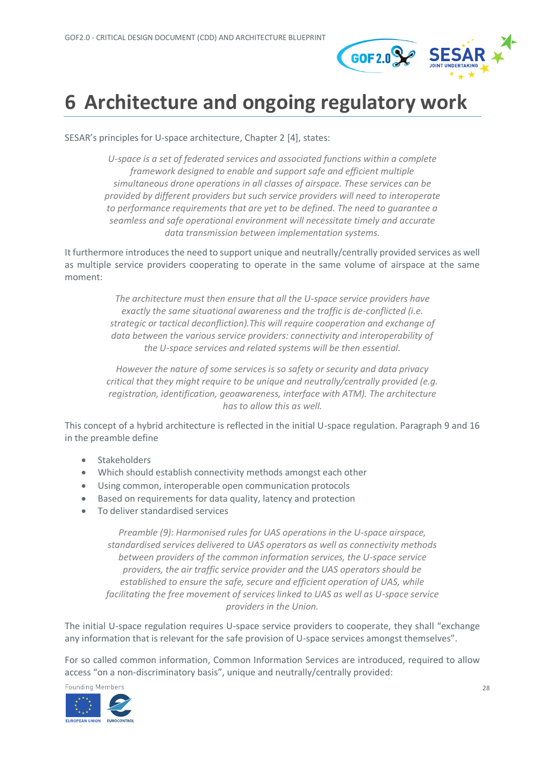# 6 Architecture and ongoing regulatory work

SESAR's principles for U-space architecture, Chapter 2 [4], states:

> *U-space is a set of federated services and associated functions within a complete framework designed to enable and support safe and efficient multiple simultaneous drone operations in all classes of airspace. These services can be provided by different providers but such service providers will need to interoperate to performance requirements that are yet to be defined. The need to guarantee a seamless and safe operational environment will necessitate timely and accurate data transmission between implementation systems.*

It furthermore introduces the need to support unique and neutrally/centrally provided services as well as multiple service providers cooperating to operate in the same volume of airspace at the same moment:

> *The architecture must then ensure that all the U-space service providers have exactly the same situational awareness and the traffic is de-conflicted (i.e. strategic or tactical deconfliction).This will require cooperation and exchange of data between the various service providers: connectivity and interoperability of the U-space services and related systems will be then essential.*
>
> *However the nature of some services is so safety or security and data privacy critical that they might require to be unique and neutrally/centrally provided (e.g. registration, identification, geoawareness, interface with ATM). The architecture has to allow this as well.*

This concept of a hybrid architecture is reflected in the initial U-space regulation. Paragraph 9 and 16 in the preamble define

- Stakeholders
- Which should establish connectivity methods amongst each other
- Using common, interoperable open communication protocols
- Based on requirements for data quality, latency and protection
- To deliver standardised services

> *Preamble (9): Harmonised rules for UAS operations in the U-space airspace, standardised services delivered to UAS operators as well as connectivity methods between providers of the common information services, the U-space service providers, the air traffic service provider and the UAS operators should be established to ensure the safe, secure and efficient operation of UAS, while facilitating the free movement of services linked to UAS as well as U-space service providers in the Union.*

The initial U-space regulation requires U-space service providers to cooperate, they shall "exchange any information that is relevant for the safe provision of U-space services amongst themselves".

For so called common information, Common Information Services are introduced, required to allow access "on a non-discriminatory basis", unique and neutrally/centrally provided: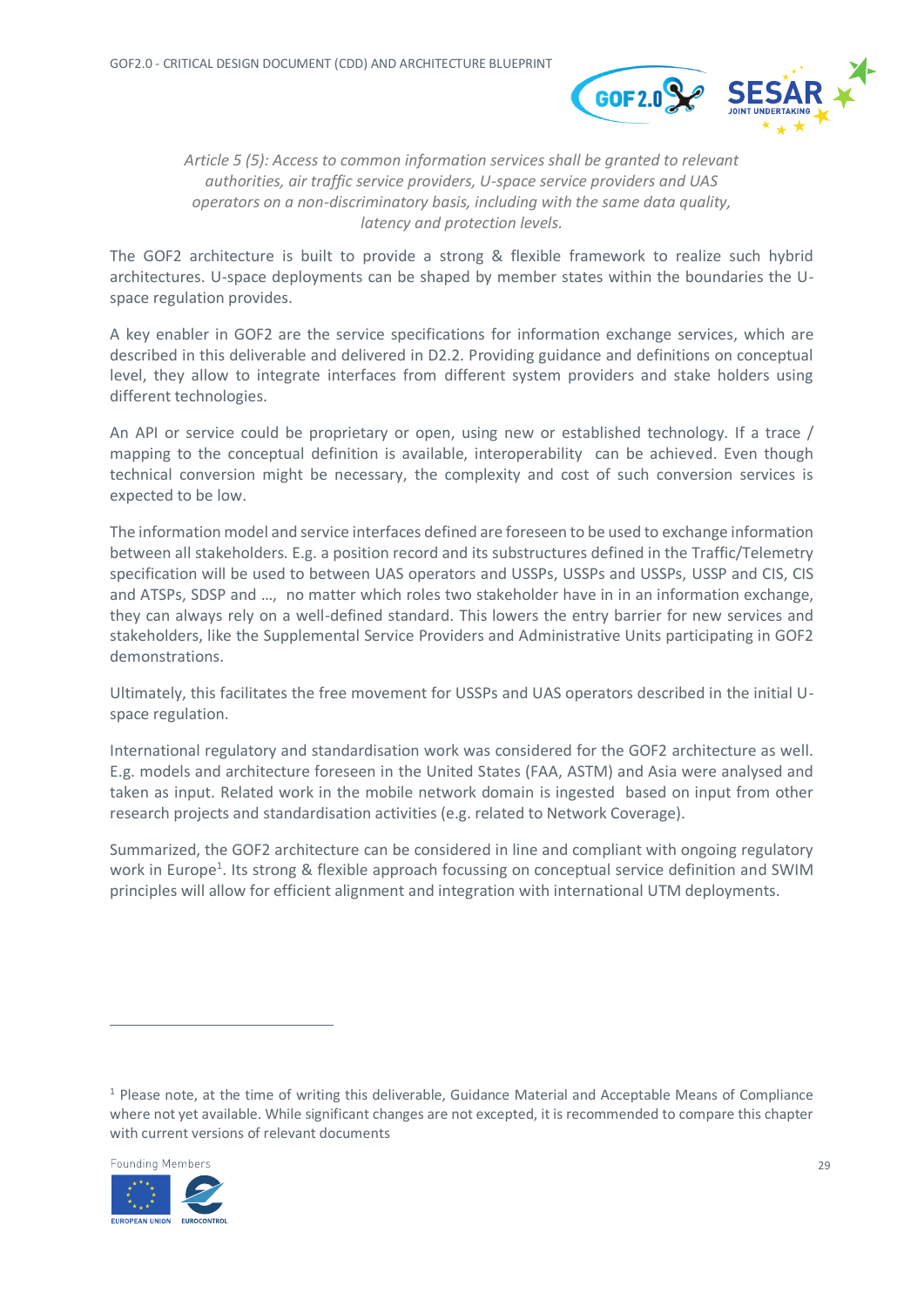*Article 5 (5): Access to common information services shall be granted to relevant authorities, air traffic service providers, U-space service providers and UAS operators on a non-discriminatory basis, including with the same data quality, latency and protection levels.*

The GOF2 architecture is built to provide a strong & flexible framework to realize such hybrid architectures. U-space deployments can be shaped by member states within the boundaries the U-space regulation provides.

A key enabler in GOF2 are the service specifications for information exchange services, which are described in this deliverable and delivered in D2.2. Providing guidance and definitions on conceptual level, they allow to integrate interfaces from different system providers and stake holders using different technologies.

An API or service could be proprietary or open, using new or established technology. If a trace / mapping to the conceptual definition is available, interoperability can be achieved. Even though technical conversion might be necessary, the complexity and cost of such conversion services is expected to be low.

The information model and service interfaces defined are foreseen to be used to exchange information between all stakeholders. E.g. a position record and its substructures defined in the Traffic/Telemetry specification will be used to between UAS operators and USSPs, USSPs and USSPs, USSP and CIS, CIS and ATSPs, SDSP and …, no matter which roles two stakeholder have in in an information exchange, they can always rely on a well-defined standard. This lowers the entry barrier for new services and stakeholders, like the Supplemental Service Providers and Administrative Units participating in GOF2 demonstrations.

Ultimately, this facilitates the free movement for USSPs and UAS operators described in the initial U-space regulation.

International regulatory and standardisation work was considered for the GOF2 architecture as well. E.g. models and architecture foreseen in the United States (FAA, ASTM) and Asia were analysed and taken as input. Related work in the mobile network domain is ingested based on input from other research projects and standardisation activities (e.g. related to Network Coverage).

Summarized, the GOF2 architecture can be considered in line and compliant with ongoing regulatory work in Europe[1]. Its strong & flexible approach focussing on conceptual service definition and SWIM principles will allow for efficient alignment and integration with international UTM deployments.

[1] Please note, at the time of writing this deliverable, Guidance Material and Acceptable Means of Compliance where not yet available. While significant changes are not excepted, it is recommended to compare this chapter with current versions of relevant documents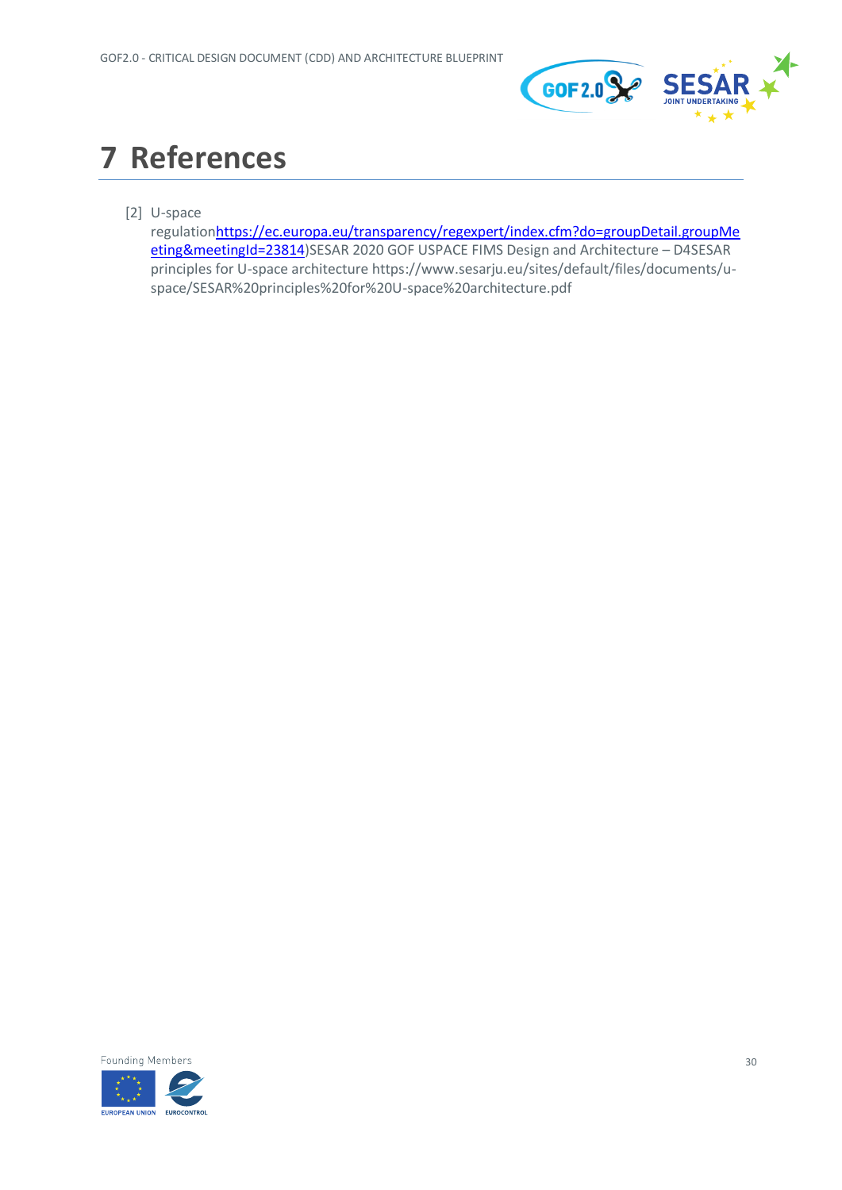# 7 References

[2] U-space regulationhttps://ec.europa.eu/transparency/regexpert/index.cfm?do=groupDetail.groupMeeting&meetingId=23814)SESAR 2020 GOF USPACE FIMS Design and Architecture – D4SESAR principles for U-space architecture https://www.sesarju.eu/sites/default/files/documents/u-space/SESAR%20principles%20for%20U-space%20architecture.pdf